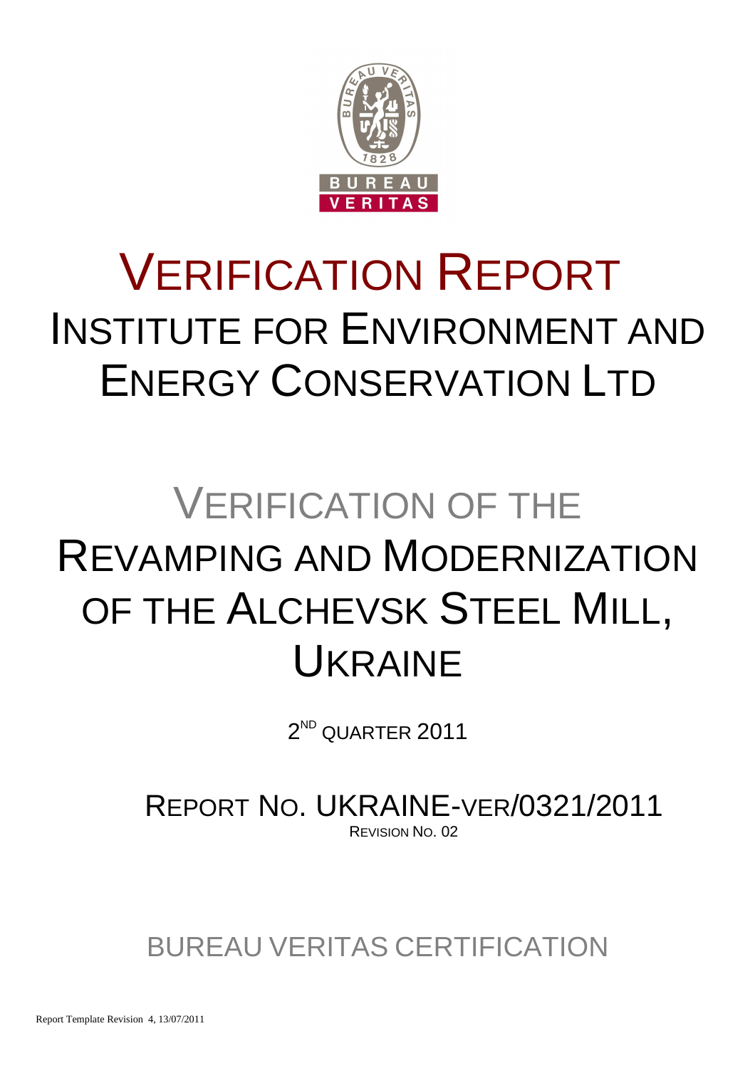# VERIFICATION REPORT

## INSTITUTE FOR ENVIRONMENT AND ENERGY CONSERVATION LTD

# VERIFICATION OF THE REVAMPING AND MODERNIZATION OF THE ALCHEVSK STEEL MILL, UKRAINE

2ND QUARTER 2011

REPORT NO. UKRAINE-VER/0321/2011

REVISION NO. 02

BUREAU VERITAS CERTIFICATION

Report Template Revision 4, 13/07/2011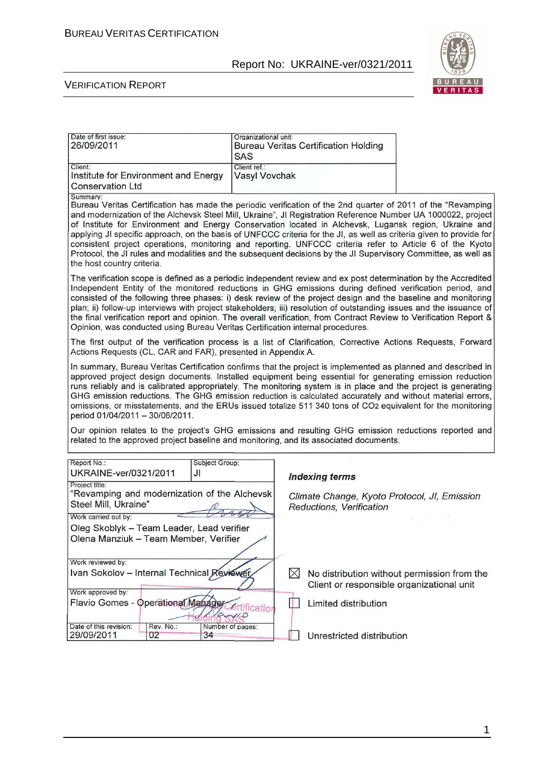| Date of first issue: 26/09/2011 | Organizational unit: Bureau Veritas Certification Holding SAS |
|---|---|
| Client: Institute for Environment and Energy Conservation Ltd | Client ref.: Vasyl Vovchak |

Summary:

Bureau Veritas Certification has made the periodic verification of the 2nd quarter of 2011 of the "Revamping and modernization of the Alchevsk Steel Mill, Ukraine", JI Registration Reference Number UA 1000022, project of Institute for Environment and Energy Conservation located in Alchevsk, Lugansk region, Ukraine and applying JI specific approach, on the basis of UNFCCC criteria for the JI, as well as criteria given to provide for consistent project operations, monitoring and reporting. UNFCCC criteria refer to Article 6 of the Kyoto Protocol, the JI rules and modalities and the subsequent decisions by the JI Supervisory Committee, as well as the host country criteria.

The verification scope is defined as a periodic independent review and ex post determination by the Accredited Independent Entity of the monitored reductions in GHG emissions during defined verification period, and consisted of the following three phases: i) desk review of the project design and the baseline and monitoring plan; ii) follow-up interviews with project stakeholders; iii) resolution of outstanding issues and the issuance of the final verification report and opinion. The overall verification, from Contract Review to Verification Report & Opinion, was conducted using Bureau Veritas Certification internal procedures.

The first output of the verification process is a list of Clarification, Corrective Actions Requests, Forward Actions Requests (CL, CAR and FAR), presented in Appendix A.

In summary, Bureau Veritas Certification confirms that the project is implemented as planned and described in approved project design documents. Installed equipment being essential for generating emission reduction runs reliably and is calibrated appropriately. The monitoring system is in place and the project is generating GHG emission reductions. The GHG emission reduction is calculated accurately and without material errors, omissions, or misstatements, and the ERUs issued totalize 511 340 tons of $CO_2$ equivalent for the monitoring period 01/04/2011 – 30/06/2011.

Our opinion relates to the project's GHG emissions and resulting GHG emission reductions reported and related to the approved project baseline and monitoring, and its associated documents.

| Report No.: UKRAINE-ver/0321/2011 | Subject Group: JI | |
|---|---|---|
| Project title: "Revamping and modernization of the Alchevsk Steel Mill, Ukraine" | | |
| Work carried out by: Oleg Skoblyk – Team Leader, Lead verifier; Olena Manziuk – Team Member, Verifier | | |
| Work reviewed by: Ivan Sokolov – Internal Technical Reviewer | | |
| Work approved by: Flavio Gomes - Operational Manager | | |
| Date of this revision: 29/09/2011 | Rev. No.: 02 | Number of pages: 34 |

***Indexing terms***

*Climate Change, Kyoto Protocol, JI, Emission Reductions, Verification*

☒ No distribution without permission from the Client or responsible organizational unit

☐ Limited distribution

☐ Unrestricted distribution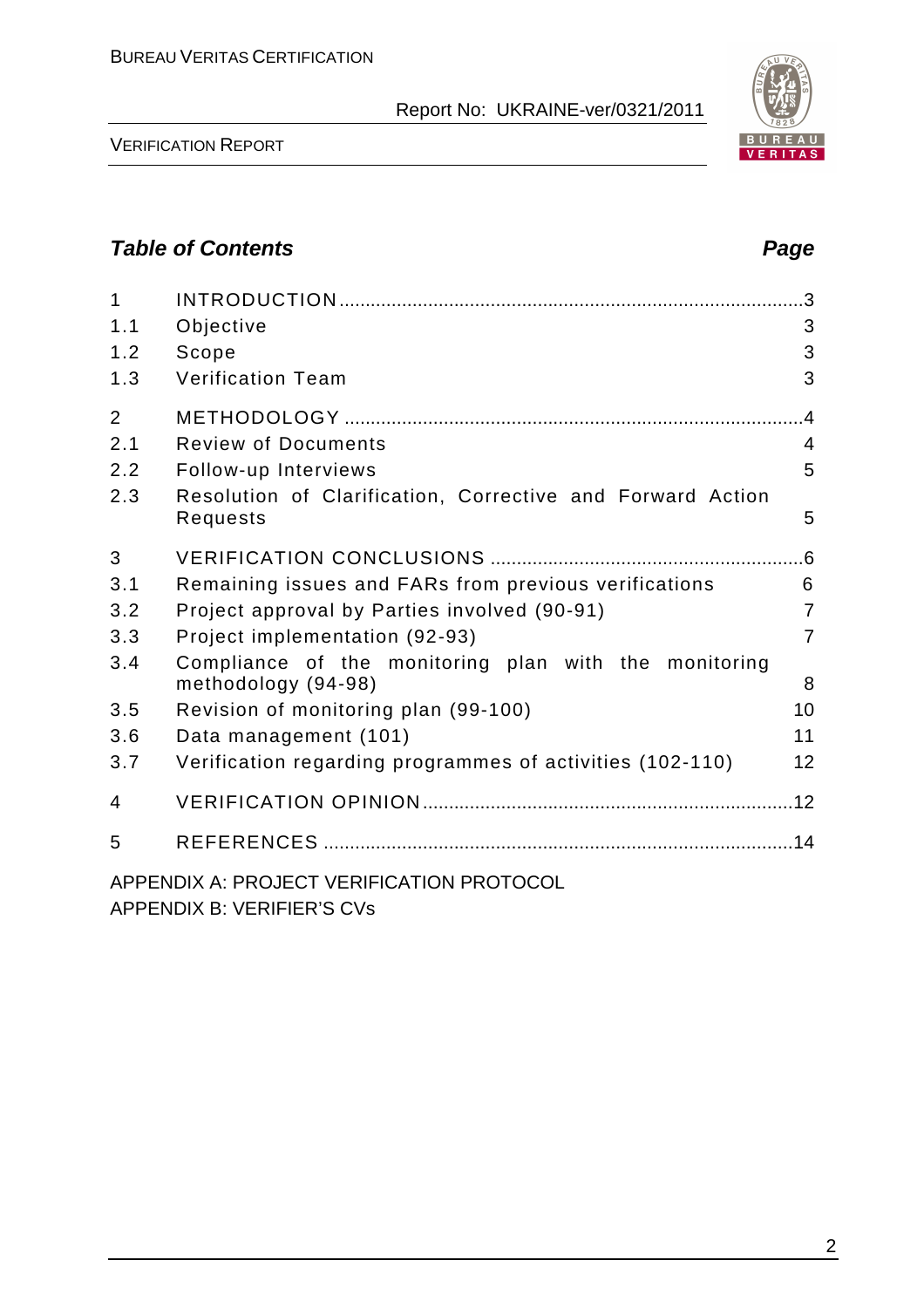## Table of Contents

| | | Page |
|---|---|---|
| 1 | INTRODUCTION | 3 |
| 1.1 | Objective | 3 |
| 1.2 | Scope | 3 |
| 1.3 | Verification Team | 3 |
| 2 | METHODOLOGY | 4 |
| 2.1 | Review of Documents | 4 |
| 2.2 | Follow-up Interviews | 5 |
| 2.3 | Resolution of Clarification, Corrective and Forward Action Requests | 5 |
| 3 | VERIFICATION CONCLUSIONS | 6 |
| 3.1 | Remaining issues and FARs from previous verifications | 6 |
| 3.2 | Project approval by Parties involved (90-91) | 7 |
| 3.3 | Project implementation (92-93) | 7 |
| 3.4 | Compliance of the monitoring plan with the monitoring methodology (94-98) | 8 |
| 3.5 | Revision of monitoring plan (99-100) | 10 |
| 3.6 | Data management (101) | 11 |
| 3.7 | Verification regarding programmes of activities (102-110) | 12 |
| 4 | VERIFICATION OPINION | 12 |
| 5 | REFERENCES | 14 |

APPENDIX A: PROJECT VERIFICATION PROTOCOL

APPENDIX B: VERIFIER'S CVs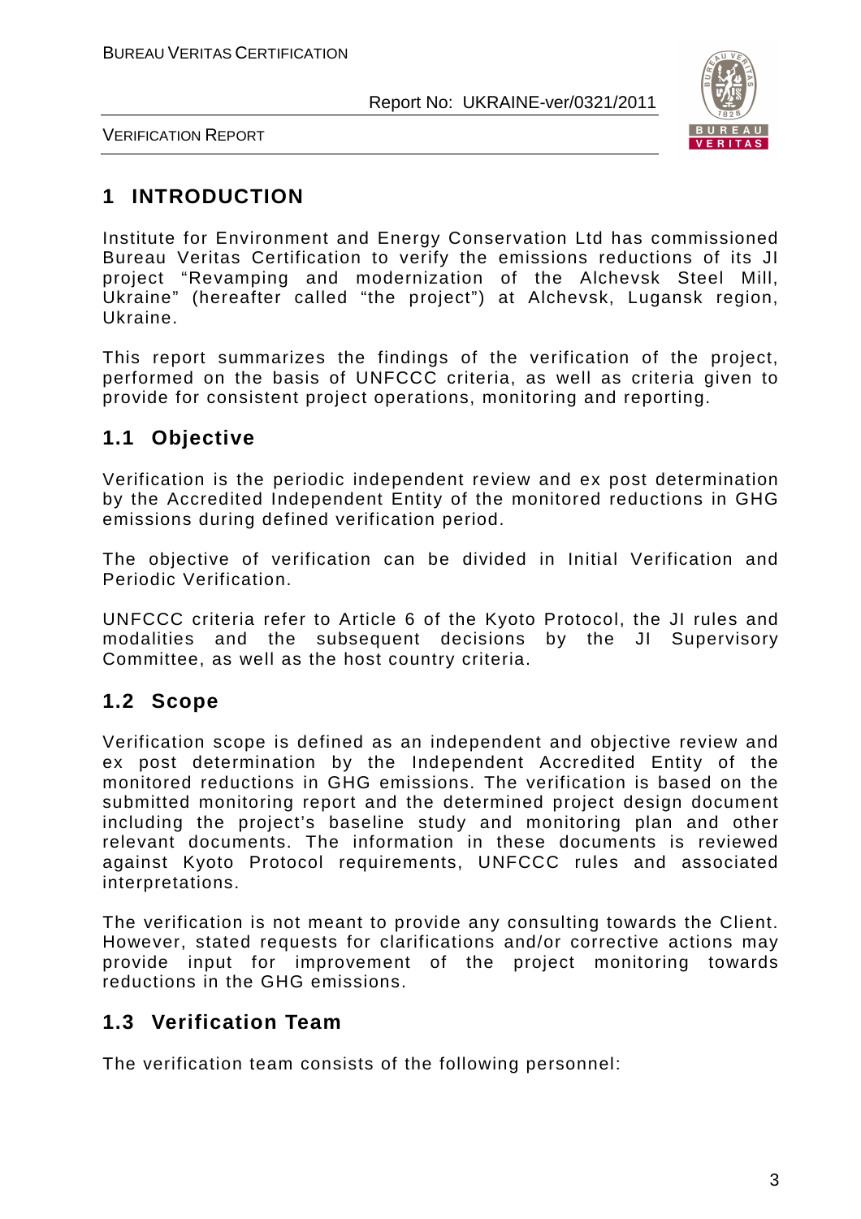# 1 INTRODUCTION

Institute for Environment and Energy Conservation Ltd has commissioned Bureau Veritas Certification to verify the emissions reductions of its JI project "Revamping and modernization of the Alchevsk Steel Mill, Ukraine" (hereafter called "the project") at Alchevsk, Lugansk region, Ukraine.

This report summarizes the findings of the verification of the project, performed on the basis of UNFCCC criteria, as well as criteria given to provide for consistent project operations, monitoring and reporting.

## 1.1 Objective

Verification is the periodic independent review and ex post determination by the Accredited Independent Entity of the monitored reductions in GHG emissions during defined verification period.

The objective of verification can be divided in Initial Verification and Periodic Verification.

UNFCCC criteria refer to Article 6 of the Kyoto Protocol, the JI rules and modalities and the subsequent decisions by the JI Supervisory Committee, as well as the host country criteria.

## 1.2 Scope

Verification scope is defined as an independent and objective review and ex post determination by the Independent Accredited Entity of the monitored reductions in GHG emissions. The verification is based on the submitted monitoring report and the determined project design document including the project's baseline study and monitoring plan and other relevant documents. The information in these documents is reviewed against Kyoto Protocol requirements, UNFCCC rules and associated interpretations.

The verification is not meant to provide any consulting towards the Client. However, stated requests for clarifications and/or corrective actions may provide input for improvement of the project monitoring towards reductions in the GHG emissions.

## 1.3 Verification Team

The verification team consists of the following personnel: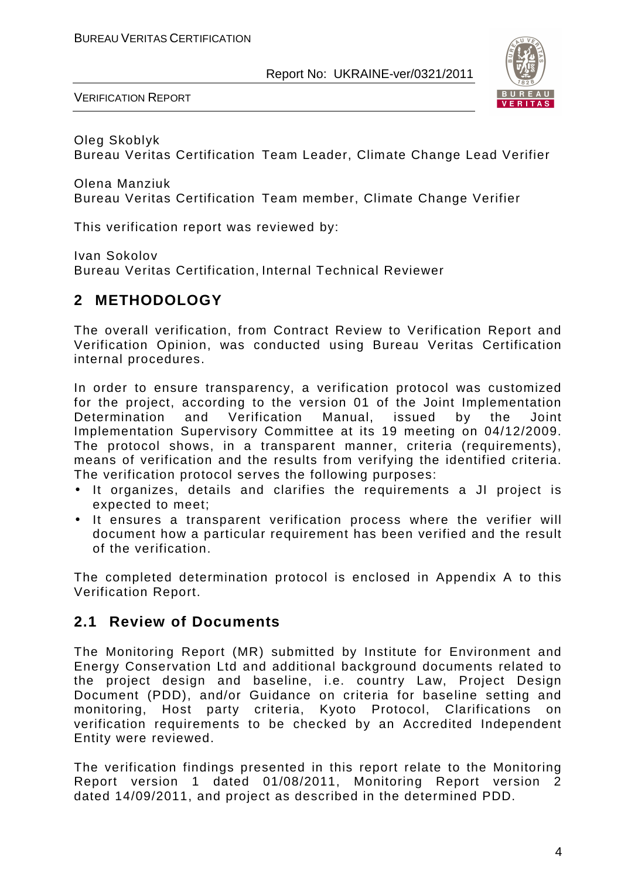Oleg Skoblyk
Bureau Veritas Certification Team Leader, Climate Change Lead Verifier

Olena Manziuk
Bureau Veritas Certification Team member, Climate Change Verifier

This verification report was reviewed by:

Ivan Sokolov
Bureau Veritas Certification, Internal Technical Reviewer

## 2 METHODOLOGY

The overall verification, from Contract Review to Verification Report and Verification Opinion, was conducted using Bureau Veritas Certification internal procedures.

In order to ensure transparency, a verification protocol was customized for the project, according to the version 01 of the Joint Implementation Determination and Verification Manual, issued by the Joint Implementation Supervisory Committee at its 19 meeting on 04/12/2009. The protocol shows, in a transparent manner, criteria (requirements), means of verification and the results from verifying the identified criteria. The verification protocol serves the following purposes:

- It organizes, details and clarifies the requirements a JI project is expected to meet;
- It ensures a transparent verification process where the verifier will document how a particular requirement has been verified and the result of the verification.

The completed determination protocol is enclosed in Appendix A to this Verification Report.

### 2.1 Review of Documents

The Monitoring Report (MR) submitted by Institute for Environment and Energy Conservation Ltd and additional background documents related to the project design and baseline, i.e. country Law, Project Design Document (PDD), and/or Guidance on criteria for baseline setting and monitoring, Host party criteria, Kyoto Protocol, Clarifications on verification requirements to be checked by an Accredited Independent Entity were reviewed.

The verification findings presented in this report relate to the Monitoring Report version 1 dated 01/08/2011, Monitoring Report version 2 dated 14/09/2011, and project as described in the determined PDD.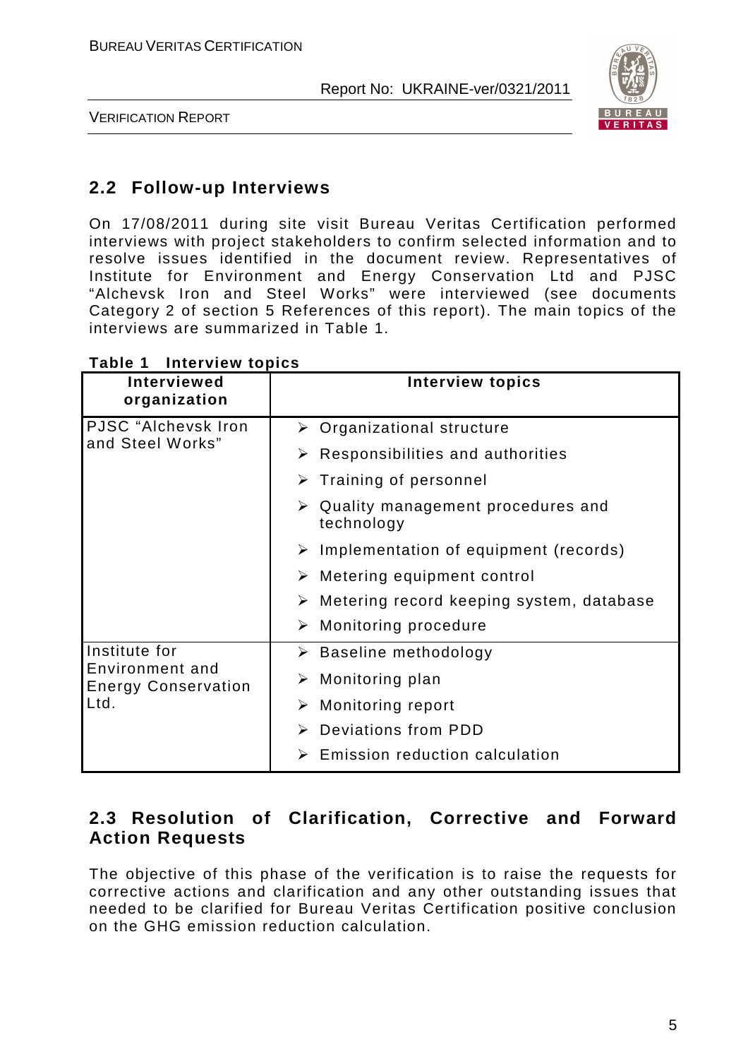## 2.2 Follow-up Interviews

On 17/08/2011 during site visit Bureau Veritas Certification performed interviews with project stakeholders to confirm selected information and to resolve issues identified in the document review. Representatives of Institute for Environment and Energy Conservation Ltd and PJSC "Alchevsk Iron and Steel Works" were interviewed (see documents Category 2 of section 5 References of this report). The main topics of the interviews are summarized in Table 1.

**Table 1 Interview topics**

| Interviewed organization | Interview topics |
|---|---|
| PJSC "Alchevsk Iron and Steel Works" | ➢ Organizational structure<br>➢ Responsibilities and authorities<br>➢ Training of personnel<br>➢ Quality management procedures and technology<br>➢ Implementation of equipment (records)<br>➢ Metering equipment control<br>➢ Metering record keeping system, database<br>➢ Monitoring procedure |
| Institute for Environment and Energy Conservation Ltd. | ➢ Baseline methodology<br>➢ Monitoring plan<br>➢ Monitoring report<br>➢ Deviations from PDD<br>➢ Emission reduction calculation |

## 2.3 Resolution of Clarification, Corrective and Forward Action Requests

The objective of this phase of the verification is to raise the requests for corrective actions and clarification and any other outstanding issues that needed to be clarified for Bureau Veritas Certification positive conclusion on the GHG emission reduction calculation.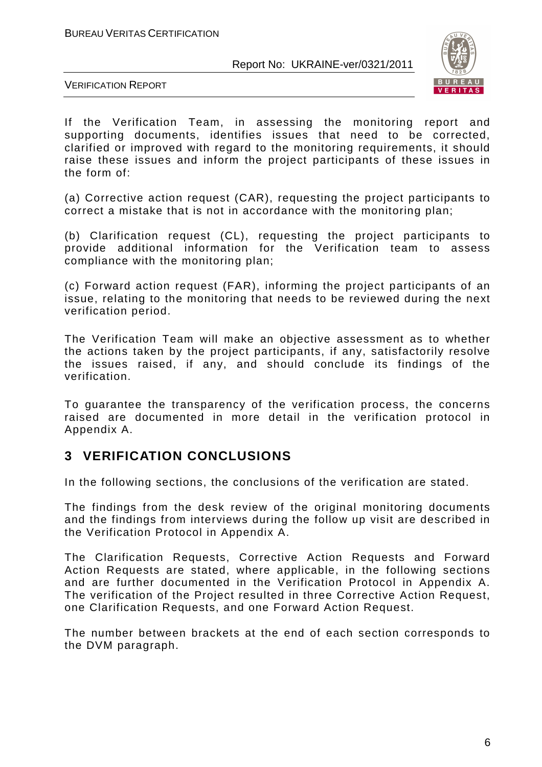If the Verification Team, in assessing the monitoring report and supporting documents, identifies issues that need to be corrected, clarified or improved with regard to the monitoring requirements, it should raise these issues and inform the project participants of these issues in the form of:

(a) Corrective action request (CAR), requesting the project participants to correct a mistake that is not in accordance with the monitoring plan;

(b) Clarification request (CL), requesting the project participants to provide additional information for the Verification team to assess compliance with the monitoring plan;

(c) Forward action request (FAR), informing the project participants of an issue, relating to the monitoring that needs to be reviewed during the next verification period.

The Verification Team will make an objective assessment as to whether the actions taken by the project participants, if any, satisfactorily resolve the issues raised, if any, and should conclude its findings of the verification.

To guarantee the transparency of the verification process, the concerns raised are documented in more detail in the verification protocol in Appendix A.

# 3 VERIFICATION CONCLUSIONS

In the following sections, the conclusions of the verification are stated.

The findings from the desk review of the original monitoring documents and the findings from interviews during the follow up visit are described in the Verification Protocol in Appendix A.

The Clarification Requests, Corrective Action Requests and Forward Action Requests are stated, where applicable, in the following sections and are further documented in the Verification Protocol in Appendix A. The verification of the Project resulted in three Corrective Action Request, one Clarification Requests, and one Forward Action Request.

The number between brackets at the end of each section corresponds to the DVM paragraph.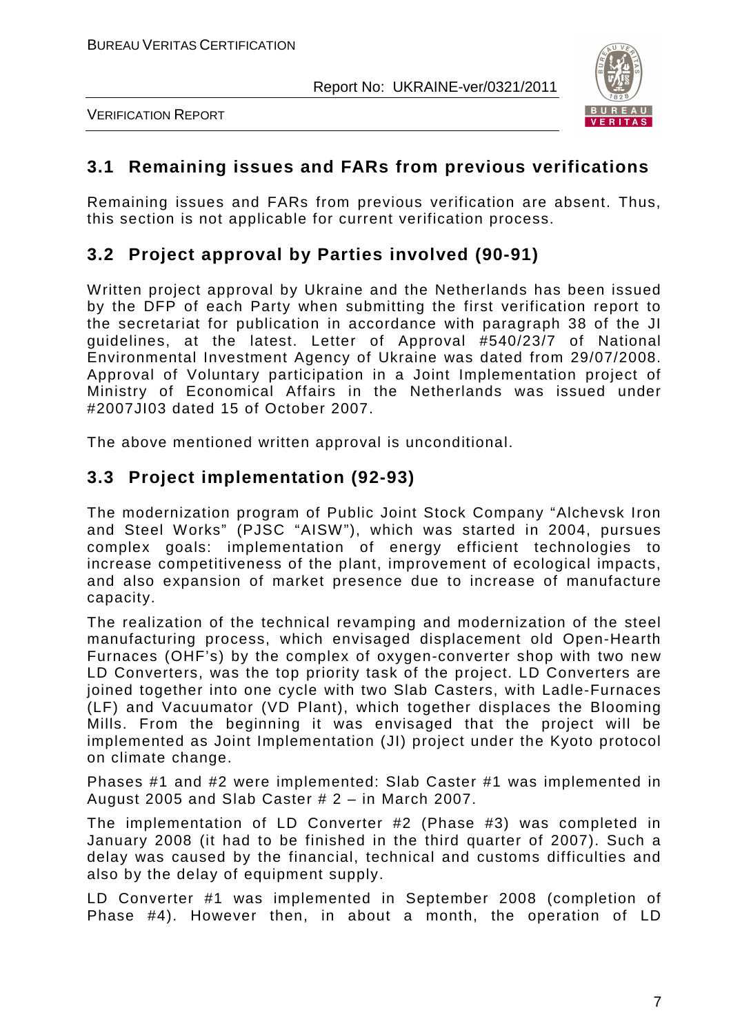## 3.1 Remaining issues and FARs from previous verifications

Remaining issues and FARs from previous verification are absent. Thus, this section is not applicable for current verification process.

## 3.2 Project approval by Parties involved (90-91)

Written project approval by Ukraine and the Netherlands has been issued by the DFP of each Party when submitting the first verification report to the secretariat for publication in accordance with paragraph 38 of the JI guidelines, at the latest. Letter of Approval #540/23/7 of National Environmental Investment Agency of Ukraine was dated from 29/07/2008. Approval of Voluntary participation in a Joint Implementation project of Ministry of Economical Affairs in the Netherlands was issued under #2007JI03 dated 15 of October 2007.

The above mentioned written approval is unconditional.

## 3.3 Project implementation (92-93)

The modernization program of Public Joint Stock Company "Alchevsk Iron and Steel Works" (PJSC "AISW"), which was started in 2004, pursues complex goals: implementation of energy efficient technologies to increase competitiveness of the plant, improvement of ecological impacts, and also expansion of market presence due to increase of manufacture capacity.

The realization of the technical revamping and modernization of the steel manufacturing process, which envisaged displacement old Open-Hearth Furnaces (OHF's) by the complex of oxygen-converter shop with two new LD Converters, was the top priority task of the project. LD Converters are joined together into one cycle with two Slab Casters, with Ladle-Furnaces (LF) and Vacuumator (VD Plant), which together displaces the Blooming Mills. From the beginning it was envisaged that the project will be implemented as Joint Implementation (JI) project under the Kyoto protocol on climate change.

Phases #1 and #2 were implemented: Slab Caster #1 was implemented in August 2005 and Slab Caster # 2 – in March 2007.

The implementation of LD Converter #2 (Phase #3) was completed in January 2008 (it had to be finished in the third quarter of 2007). Such a delay was caused by the financial, technical and customs difficulties and also by the delay of equipment supply.

LD Converter #1 was implemented in September 2008 (completion of Phase #4). However then, in about a month, the operation of LD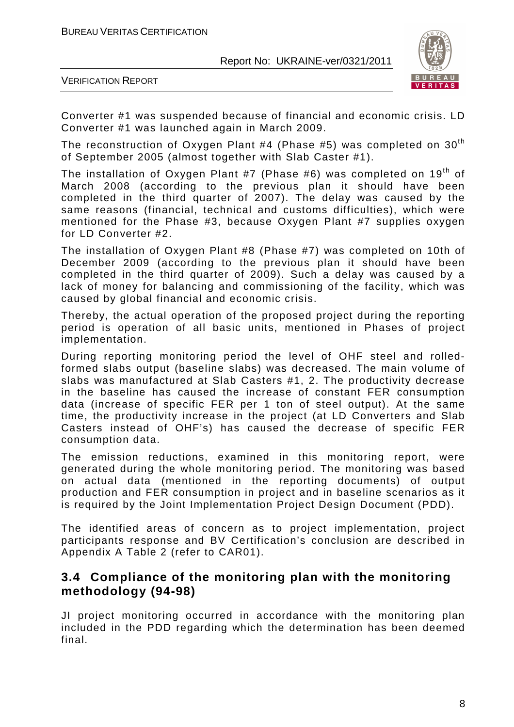Converter #1 was suspended because of financial and economic crisis. LD Converter #1 was launched again in March 2009.

The reconstruction of Oxygen Plant #4 (Phase #5) was completed on 30th of September 2005 (almost together with Slab Caster #1).

The installation of Oxygen Plant #7 (Phase #6) was completed on 19th of March 2008 (according to the previous plan it should have been completed in the third quarter of 2007). The delay was caused by the same reasons (financial, technical and customs difficulties), which were mentioned for the Phase #3, because Oxygen Plant #7 supplies oxygen for LD Converter #2.

The installation of Oxygen Plant #8 (Phase #7) was completed on 10th of December 2009 (according to the previous plan it should have been completed in the third quarter of 2009). Such a delay was caused by a lack of money for balancing and commissioning of the facility, which was caused by global financial and economic crisis.

Thereby, the actual operation of the proposed project during the reporting period is operation of all basic units, mentioned in Phases of project implementation.

During reporting monitoring period the level of OHF steel and rolled-formed slabs output (baseline slabs) was decreased. The main volume of slabs was manufactured at Slab Casters #1, 2. The productivity decrease in the baseline has caused the increase of constant FER consumption data (increase of specific FER per 1 ton of steel output). At the same time, the productivity increase in the project (at LD Converters and Slab Casters instead of OHF's) has caused the decrease of specific FER consumption data.

The emission reductions, examined in this monitoring report, were generated during the whole monitoring period. The monitoring was based on actual data (mentioned in the reporting documents) of output production and FER consumption in project and in baseline scenarios as it is required by the Joint Implementation Project Design Document (PDD).

The identified areas of concern as to project implementation, project participants response and BV Certification's conclusion are described in Appendix A Table 2 (refer to CAR01).

## 3.4 Compliance of the monitoring plan with the monitoring methodology (94-98)

JI project monitoring occurred in accordance with the monitoring plan included in the PDD regarding which the determination has been deemed final.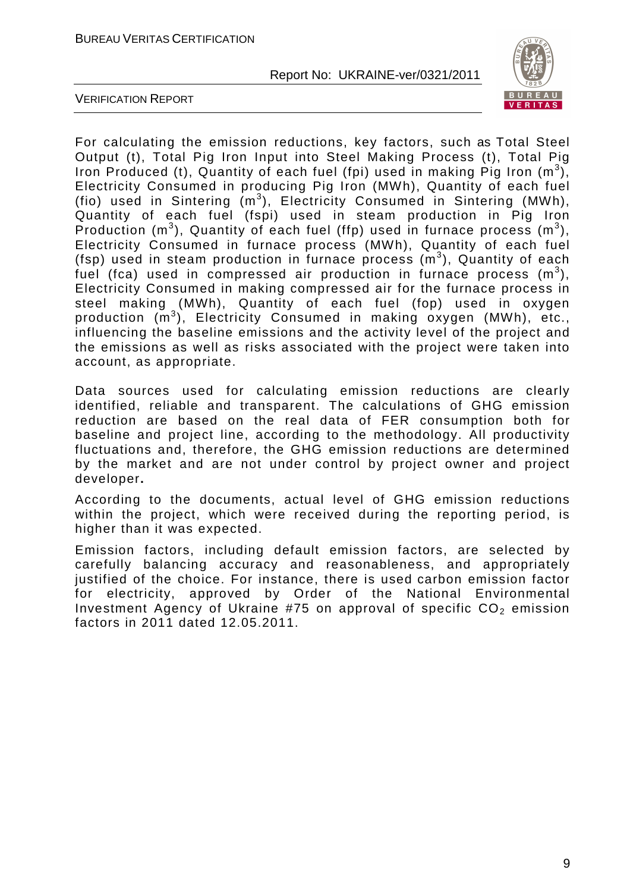For calculating the emission reductions, key factors, such as Total Steel Output (t), Total Pig Iron Input into Steel Making Process (t), Total Pig Iron Produced (t), Quantity of each fuel (fpi) used in making Pig Iron ($m^3$), Electricity Consumed in producing Pig Iron (MWh), Quantity of each fuel (fio) used in Sintering ($m^3$), Electricity Consumed in Sintering (MWh), Quantity of each fuel (fspi) used in steam production in Pig Iron Production ($m^3$), Quantity of each fuel (ffp) used in furnace process ($m^3$), Electricity Consumed in furnace process (MWh), Quantity of each fuel (fsp) used in steam production in furnace process ($m^3$), Quantity of each fuel (fca) used in compressed air production in furnace process ($m^3$), Electricity Consumed in making compressed air for the furnace process in steel making (MWh), Quantity of each fuel (fop) used in oxygen production ($m^3$), Electricity Consumed in making oxygen (MWh), etc., influencing the baseline emissions and the activity level of the project and the emissions as well as risks associated with the project were taken into account, as appropriate.

Data sources used for calculating emission reductions are clearly identified, reliable and transparent. The calculations of GHG emission reduction are based on the real data of FER consumption both for baseline and project line, according to the methodology. All productivity fluctuations and, therefore, the GHG emission reductions are determined by the market and are not under control by project owner and project developer**.**

According to the documents, actual level of GHG emission reductions within the project, which were received during the reporting period, is higher than it was expected.

Emission factors, including default emission factors, are selected by carefully balancing accuracy and reasonableness, and appropriately justified of the choice. For instance, there is used carbon emission factor for electricity, approved by Order of the National Environmental Investment Agency of Ukraine #75 on approval of specific $CO_2$ emission factors in 2011 dated 12.05.2011.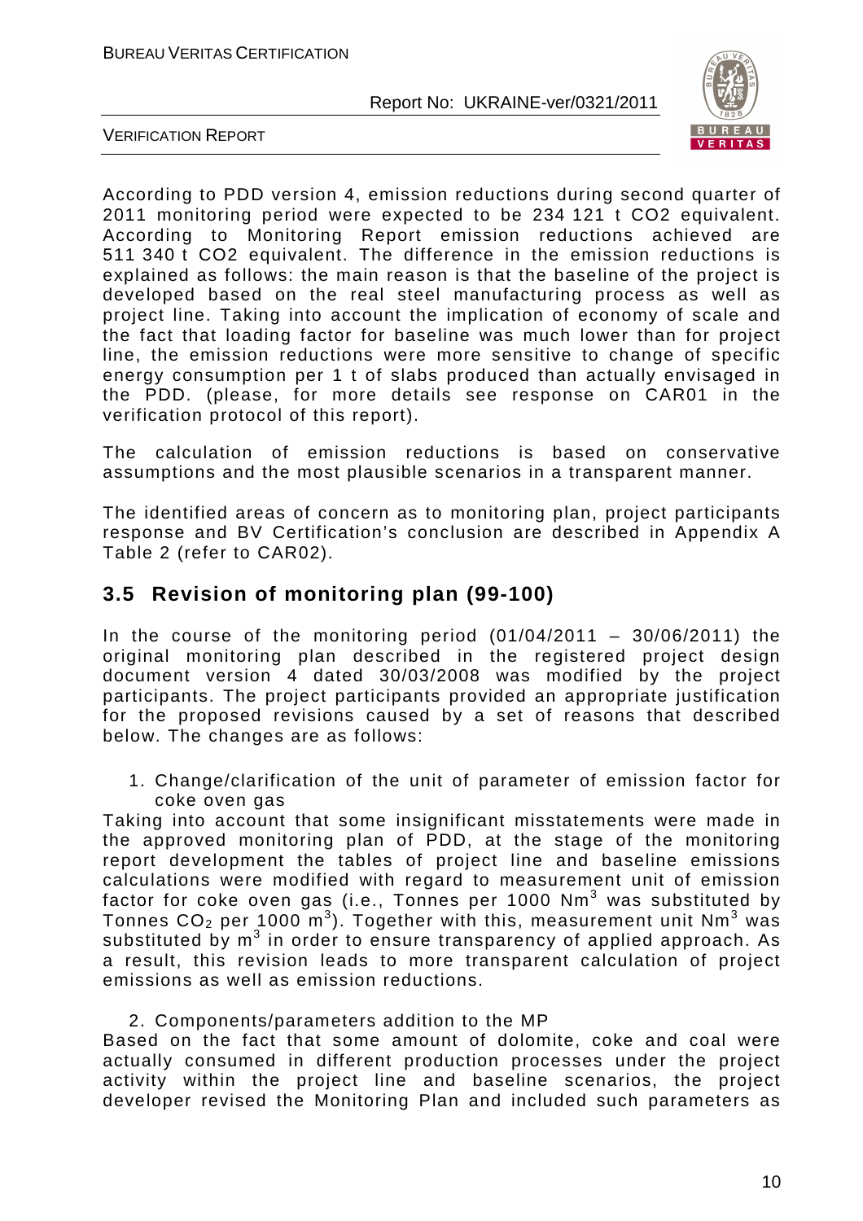According to PDD version 4, emission reductions during second quarter of 2011 monitoring period were expected to be 234 121 t CO2 equivalent. According to Monitoring Report emission reductions achieved are 511 340 t CO2 equivalent. The difference in the emission reductions is explained as follows: the main reason is that the baseline of the project is developed based on the real steel manufacturing process as well as project line. Taking into account the implication of economy of scale and the fact that loading factor for baseline was much lower than for project line, the emission reductions were more sensitive to change of specific energy consumption per 1 t of slabs produced than actually envisaged in the PDD. (please, for more details see response on CAR01 in the verification protocol of this report).

The calculation of emission reductions is based on conservative assumptions and the most plausible scenarios in a transparent manner.

The identified areas of concern as to monitoring plan, project participants response and BV Certification's conclusion are described in Appendix A Table 2 (refer to CAR02).

## 3.5 Revision of monitoring plan (99-100)

In the course of the monitoring period (01/04/2011 – 30/06/2011) the original monitoring plan described in the registered project design document version 4 dated 30/03/2008 was modified by the project participants. The project participants provided an appropriate justification for the proposed revisions caused by a set of reasons that described below. The changes are as follows:

1. Change/clarification of the unit of parameter of emission factor for coke oven gas

Taking into account that some insignificant misstatements were made in the approved monitoring plan of PDD, at the stage of the monitoring report development the tables of project line and baseline emissions calculations were modified with regard to measurement unit of emission factor for coke oven gas (i.e., Tonnes per 1000 $Nm^3$ was substituted by Tonnes $CO_2$ per 1000 $m^3$). Together with this, measurement unit $Nm^3$ was substituted by $m^3$ in order to ensure transparency of applied approach. As a result, this revision leads to more transparent calculation of project emissions as well as emission reductions.

2. Components/parameters addition to the MP

Based on the fact that some amount of dolomite, coke and coal were actually consumed in different production processes under the project activity within the project line and baseline scenarios, the project developer revised the Monitoring Plan and included such parameters as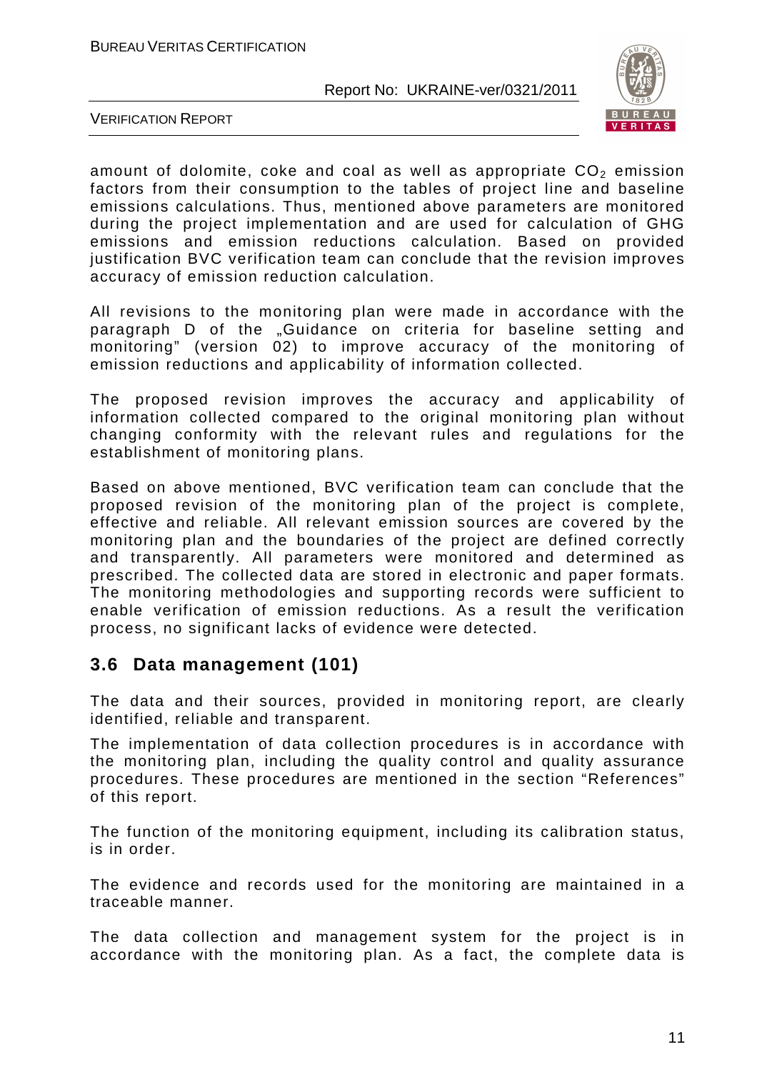amount of dolomite, coke and coal as well as appropriate $CO_2$ emission factors from their consumption to the tables of project line and baseline emissions calculations. Thus, mentioned above parameters are monitored during the project implementation and are used for calculation of GHG emissions and emission reductions calculation. Based on provided justification BVC verification team can conclude that the revision improves accuracy of emission reduction calculation.

All revisions to the monitoring plan were made in accordance with the paragraph D of the „Guidance on criteria for baseline setting and monitoring" (version 02) to improve accuracy of the monitoring of emission reductions and applicability of information collected.

The proposed revision improves the accuracy and applicability of information collected compared to the original monitoring plan without changing conformity with the relevant rules and regulations for the establishment of monitoring plans.

Based on above mentioned, BVC verification team can conclude that the proposed revision of the monitoring plan of the project is complete, effective and reliable. All relevant emission sources are covered by the monitoring plan and the boundaries of the project are defined correctly and transparently. All parameters were monitored and determined as prescribed. The collected data are stored in electronic and paper formats. The monitoring methodologies and supporting records were sufficient to enable verification of emission reductions. As a result the verification process, no significant lacks of evidence were detected.

## 3.6 Data management (101)

The data and their sources, provided in monitoring report, are clearly identified, reliable and transparent.

The implementation of data collection procedures is in accordance with the monitoring plan, including the quality control and quality assurance procedures. These procedures are mentioned in the section "References" of this report.

The function of the monitoring equipment, including its calibration status, is in order.

The evidence and records used for the monitoring are maintained in a traceable manner.

The data collection and management system for the project is in accordance with the monitoring plan. As a fact, the complete data is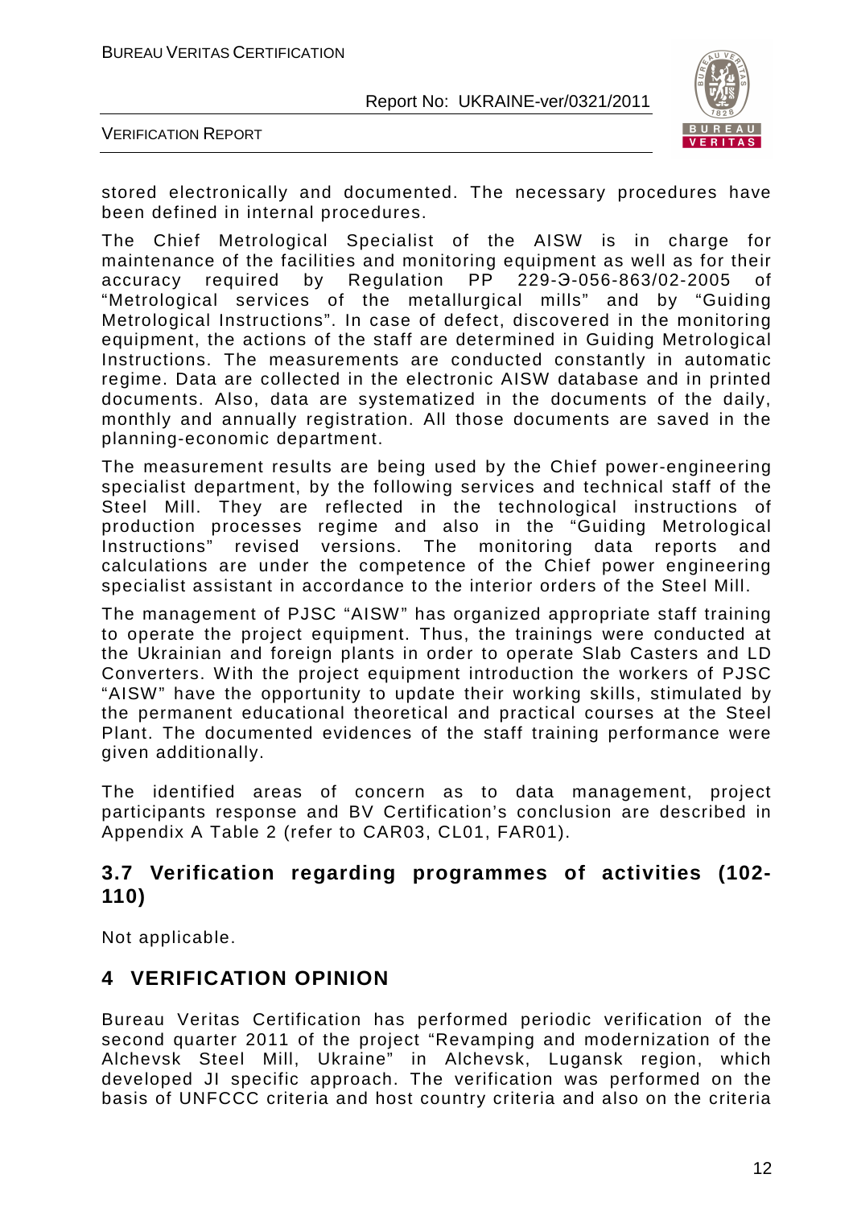stored electronically and documented. The necessary procedures have been defined in internal procedures.

The Chief Metrological Specialist of the AISW is in charge for maintenance of the facilities and monitoring equipment as well as for their accuracy required by Regulation PP 229-Э-056-863/02-2005 of "Metrological services of the metallurgical mills" and by "Guiding Metrological Instructions". In case of defect, discovered in the monitoring equipment, the actions of the staff are determined in Guiding Metrological Instructions. The measurements are conducted constantly in automatic regime. Data are collected in the electronic AISW database and in printed documents. Also, data are systematized in the documents of the daily, monthly and annually registration. All those documents are saved in the planning-economic department.

The measurement results are being used by the Chief power-engineering specialist department, by the following services and technical staff of the Steel Mill. They are reflected in the technological instructions of production processes regime and also in the "Guiding Metrological Instructions" revised versions. The monitoring data reports and calculations are under the competence of the Chief power engineering specialist assistant in accordance to the interior orders of the Steel Mill.

The management of PJSC "AISW" has organized appropriate staff training to operate the project equipment. Thus, the trainings were conducted at the Ukrainian and foreign plants in order to operate Slab Casters and LD Converters. With the project equipment introduction the workers of PJSC "AISW" have the opportunity to update their working skills, stimulated by the permanent educational theoretical and practical courses at the Steel Plant. The documented evidences of the staff training performance were given additionally.

The identified areas of concern as to data management, project participants response and BV Certification's conclusion are described in Appendix A Table 2 (refer to CAR03, CL01, FAR01).

## 3.7 Verification regarding programmes of activities (102-110)

Not applicable.

# 4 VERIFICATION OPINION

Bureau Veritas Certification has performed periodic verification of the second quarter 2011 of the project "Revamping and modernization of the Alchevsk Steel Mill, Ukraine" in Alchevsk, Lugansk region, which developed JI specific approach. The verification was performed on the basis of UNFCCC criteria and host country criteria and also on the criteria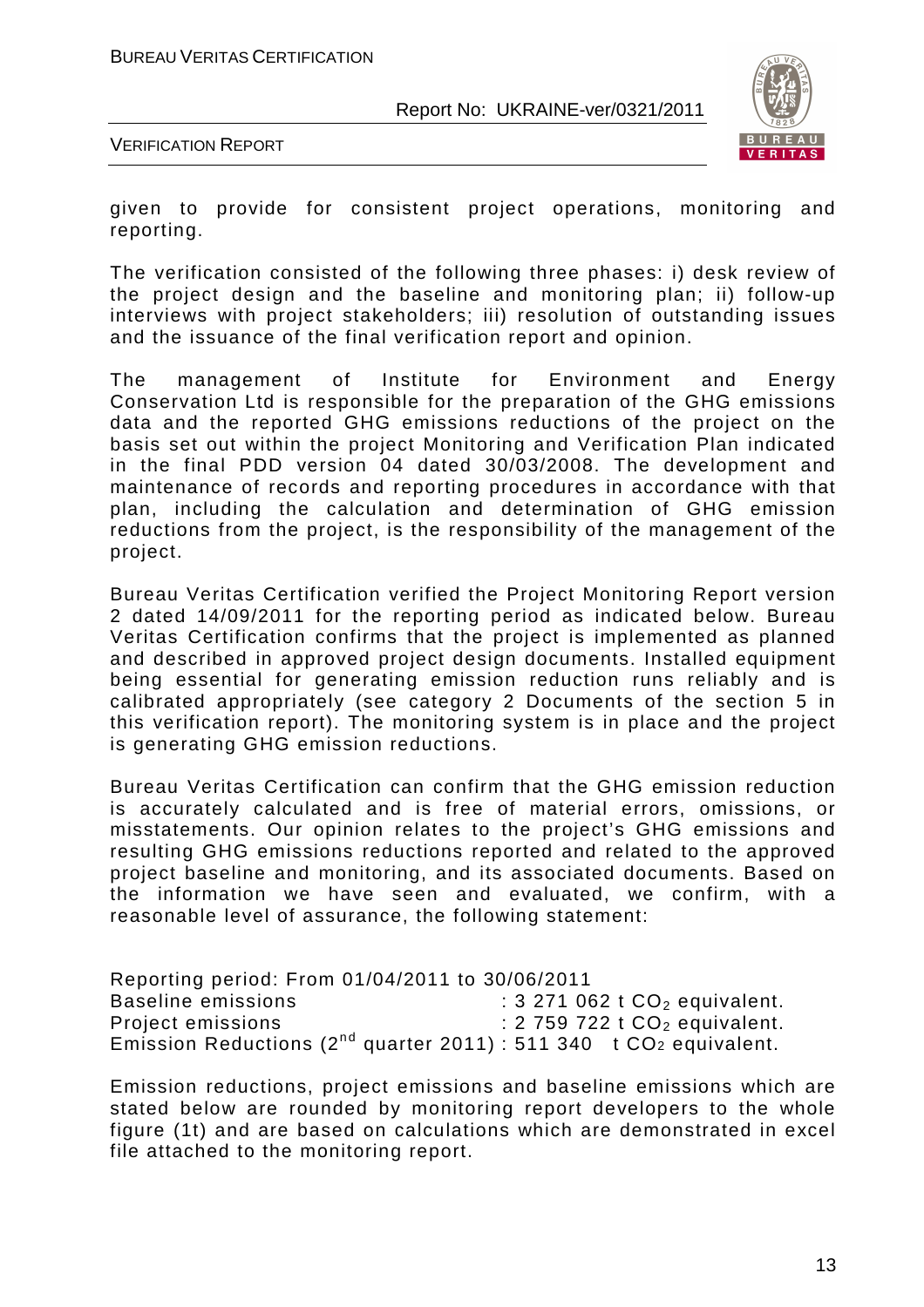given to provide for consistent project operations, monitoring and reporting.

The verification consisted of the following three phases: i) desk review of the project design and the baseline and monitoring plan; ii) follow-up interviews with project stakeholders; iii) resolution of outstanding issues and the issuance of the final verification report and opinion.

The management of Institute for Environment and Energy Conservation Ltd is responsible for the preparation of the GHG emissions data and the reported GHG emissions reductions of the project on the basis set out within the project Monitoring and Verification Plan indicated in the final PDD version 04 dated 30/03/2008. The development and maintenance of records and reporting procedures in accordance with that plan, including the calculation and determination of GHG emission reductions from the project, is the responsibility of the management of the project.

Bureau Veritas Certification verified the Project Monitoring Report version 2 dated 14/09/2011 for the reporting period as indicated below. Bureau Veritas Certification confirms that the project is implemented as planned and described in approved project design documents. Installed equipment being essential for generating emission reduction runs reliably and is calibrated appropriately (see category 2 Documents of the section 5 in this verification report). The monitoring system is in place and the project is generating GHG emission reductions.

Bureau Veritas Certification can confirm that the GHG emission reduction is accurately calculated and is free of material errors, omissions, or misstatements. Our opinion relates to the project's GHG emissions and resulting GHG emissions reductions reported and related to the approved project baseline and monitoring, and its associated documents. Based on the information we have seen and evaluated, we confirm, with a reasonable level of assurance, the following statement:

Reporting period: From 01/04/2011 to 30/06/2011
Baseline emissions : 3 271 062 t $CO_2$ equivalent.
Project emissions : 2 759 722 t $CO_2$ equivalent.
Emission Reductions (2[nd] quarter 2011) : 511 340 t $CO_2$ equivalent.

Emission reductions, project emissions and baseline emissions which are stated below are rounded by monitoring report developers to the whole figure (1t) and are based on calculations which are demonstrated in excel file attached to the monitoring report.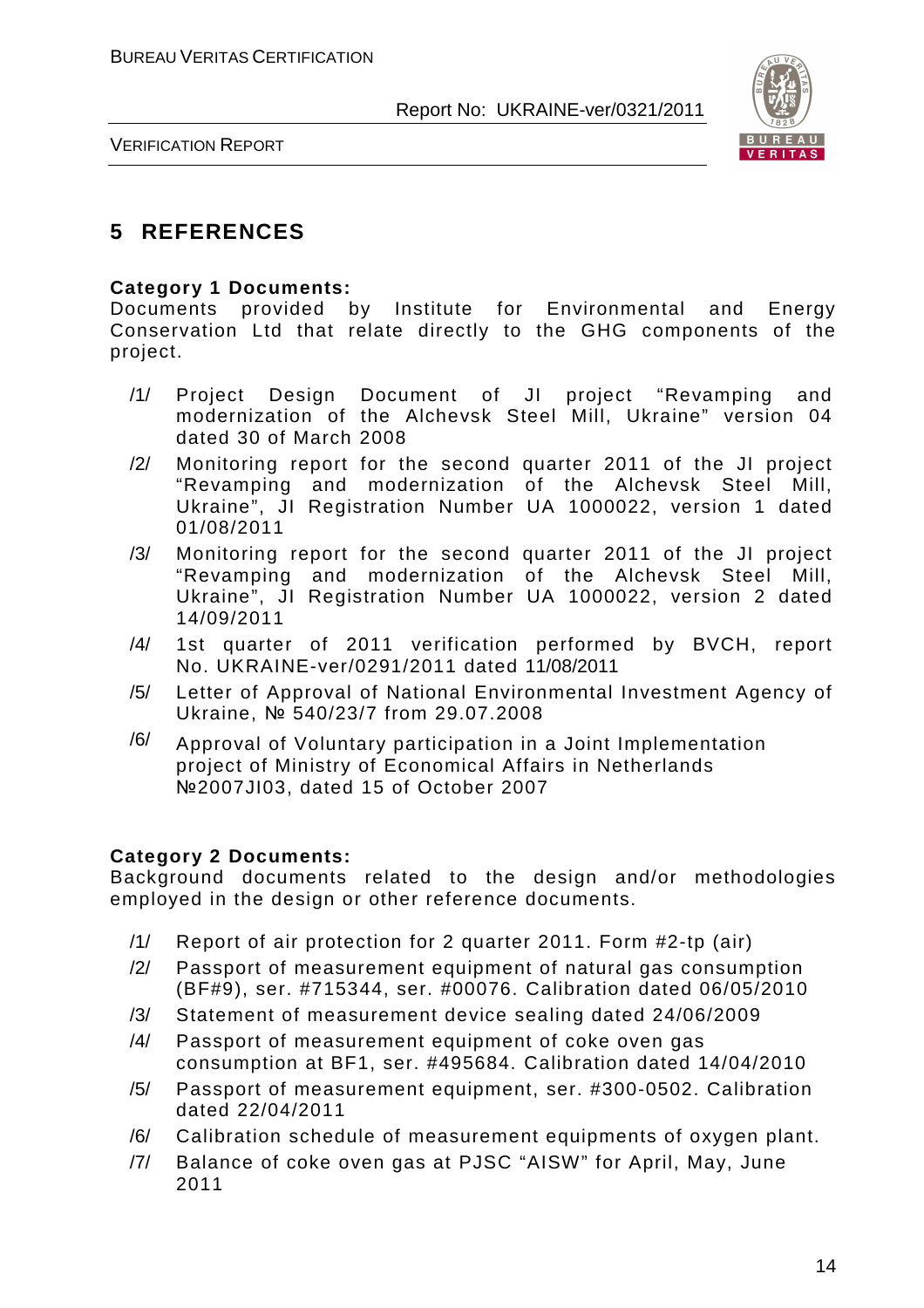## 5 REFERENCES

**Category 1 Documents:**
Documents provided by Institute for Environmental and Energy Conservation Ltd that relate directly to the GHG components of the project.

/1/ Project Design Document of JI project "Revamping and modernization of the Alchevsk Steel Mill, Ukraine" version 04 dated 30 of March 2008

/2/ Monitoring report for the second quarter 2011 of the JI project "Revamping and modernization of the Alchevsk Steel Mill, Ukraine", JI Registration Number UA 1000022, version 1 dated 01/08/2011

/3/ Monitoring report for the second quarter 2011 of the JI project "Revamping and modernization of the Alchevsk Steel Mill, Ukraine", JI Registration Number UA 1000022, version 2 dated 14/09/2011

/4/ 1st quarter of 2011 verification performed by BVCH, report No. UKRAINE-ver/0291/2011 dated 11/08/2011

/5/ Letter of Approval of National Environmental Investment Agency of Ukraine, № 540/23/7 from 29.07.2008

/6/ Approval of Voluntary participation in a Joint Implementation project of Ministry of Economical Affairs in Netherlands №2007JI03, dated 15 of October 2007

**Category 2 Documents:**
Background documents related to the design and/or methodologies employed in the design or other reference documents.

/1/ Report of air protection for 2 quarter 2011. Form #2-tp (air)

/2/ Passport of measurement equipment of natural gas consumption (BF#9), ser. #715344, ser. #00076. Calibration dated 06/05/2010

/3/ Statement of measurement device sealing dated 24/06/2009

/4/ Passport of measurement equipment of coke oven gas consumption at BF1, ser. #495684. Calibration dated 14/04/2010

/5/ Passport of measurement equipment, ser. #300-0502. Calibration dated 22/04/2011

/6/ Calibration schedule of measurement equipments of oxygen plant.

/7/ Balance of coke oven gas at PJSC "AISW" for April, May, June 2011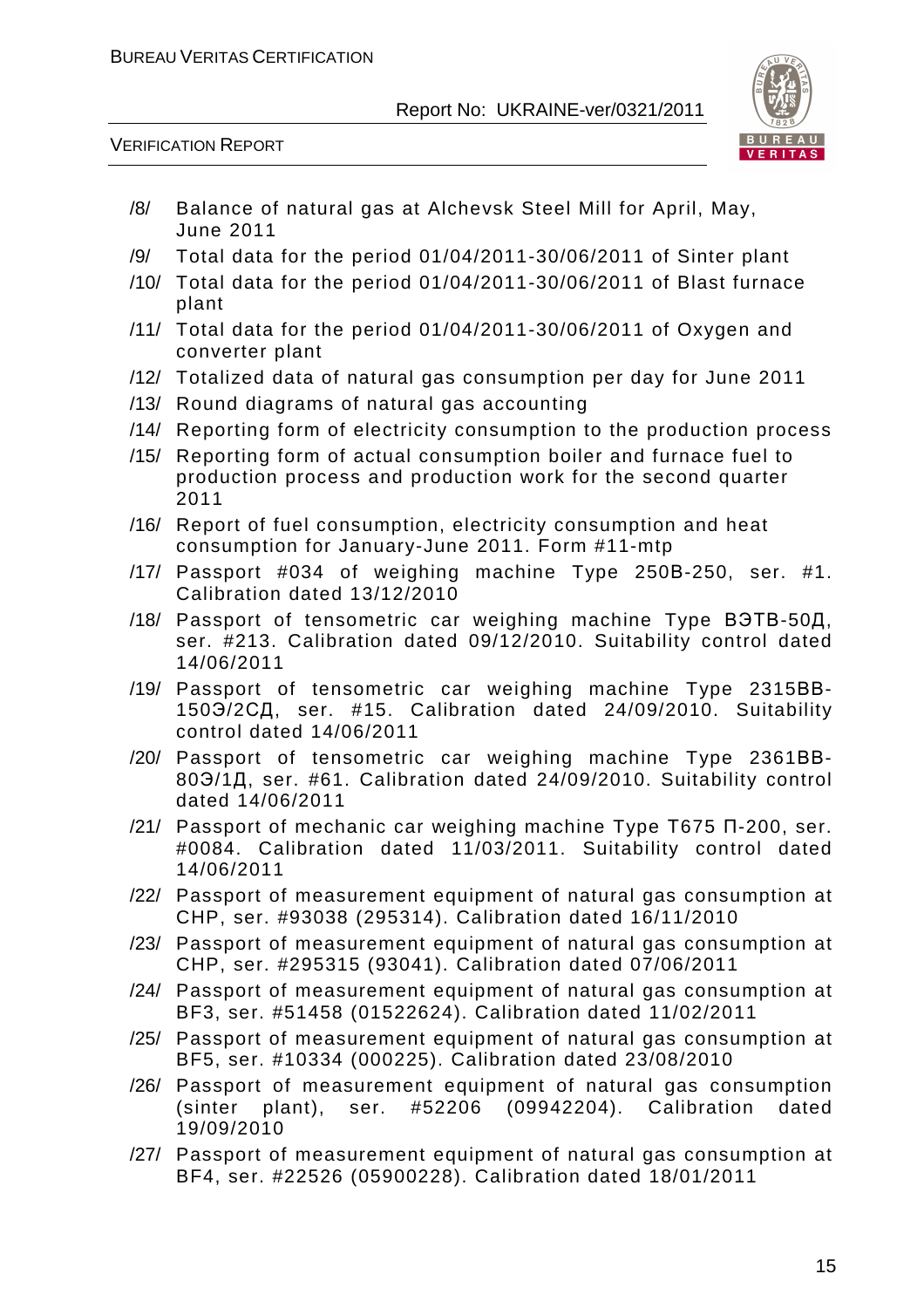/8/ Balance of natural gas at Alchevsk Steel Mill for April, May, June 2011

/9/ Total data for the period 01/04/2011-30/06/2011 of Sinter plant

/10/ Total data for the period 01/04/2011-30/06/2011 of Blast furnace plant

/11/ Total data for the period 01/04/2011-30/06/2011 of Oxygen and converter plant

/12/ Totalized data of natural gas consumption per day for June 2011

/13/ Round diagrams of natural gas accounting

/14/ Reporting form of electricity consumption to the production process

/15/ Reporting form of actual consumption boiler and furnace fuel to production process and production work for the second quarter 2011

/16/ Report of fuel consumption, electricity consumption and heat consumption for January-June 2011. Form #11-mtp

/17/ Passport #034 of weighing machine Type 250В-250, ser. #1. Calibration dated 13/12/2010

/18/ Passport of tensometric car weighing machine Type ВЭТВ-50Д, ser. #213. Calibration dated 09/12/2010. Suitability control dated 14/06/2011

/19/ Passport of tensometric car weighing machine Type 2315ВВ-150Э/2СД, ser. #15. Calibration dated 24/09/2010. Suitability control dated 14/06/2011

/20/ Passport of tensometric car weighing machine Type 2361ВВ-80Э/1Д, ser. #61. Calibration dated 24/09/2010. Suitability control dated 14/06/2011

/21/ Passport of mechanic car weighing machine Type Т675 П-200, ser. #0084. Calibration dated 11/03/2011. Suitability control dated 14/06/2011

/22/ Passport of measurement equipment of natural gas consumption at CHP, ser. #93038 (295314). Calibration dated 16/11/2010

/23/ Passport of measurement equipment of natural gas consumption at CHP, ser. #295315 (93041). Calibration dated 07/06/2011

/24/ Passport of measurement equipment of natural gas consumption at BF3, ser. #51458 (01522624). Calibration dated 11/02/2011

/25/ Passport of measurement equipment of natural gas consumption at BF5, ser. #10334 (000225). Calibration dated 23/08/2010

/26/ Passport of measurement equipment of natural gas consumption (sinter plant), ser. #52206 (09942204). Calibration dated 19/09/2010

/27/ Passport of measurement equipment of natural gas consumption at BF4, ser. #22526 (05900228). Calibration dated 18/01/2011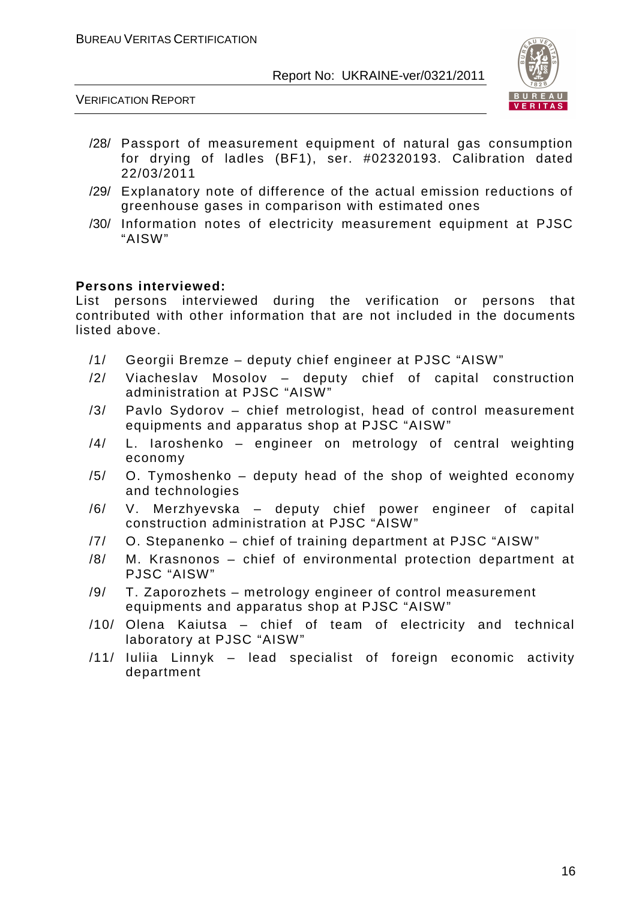/28/ Passport of measurement equipment of natural gas consumption for drying of ladles (BF1), ser. #02320193. Calibration dated 22/03/2011

/29/ Explanatory note of difference of the actual emission reductions of greenhouse gases in comparison with estimated ones

/30/ Information notes of electricity measurement equipment at PJSC "AISW"

**Persons interviewed:**
List persons interviewed during the verification or persons that contributed with other information that are not included in the documents listed above.

/1/ Georgii Bremze – deputy chief engineer at PJSC "AISW"

/2/ Viacheslav Mosolov – deputy chief of capital construction administration at PJSC "AISW"

/3/ Pavlo Sydorov – chief metrologist, head of control measurement equipments and apparatus shop at PJSC "AISW"

/4/ L. Iaroshenko – engineer on metrology of central weighting economy

/5/ O. Tymoshenko – deputy head of the shop of weighted economy and technologies

/6/ V. Merzhyevska – deputy chief power engineer of capital construction administration at PJSC "AISW"

/7/ O. Stepanenko – chief of training department at PJSC "AISW"

/8/ M. Krasnonos – chief of environmental protection department at PJSC "AISW"

/9/ T. Zaporozhets – metrology engineer of control measurement equipments and apparatus shop at PJSC "AISW"

/10/ Olena Kaiutsa – chief of team of electricity and technical laboratory at PJSC "AISW"

/11/ Iuliia Linnyk – lead specialist of foreign economic activity department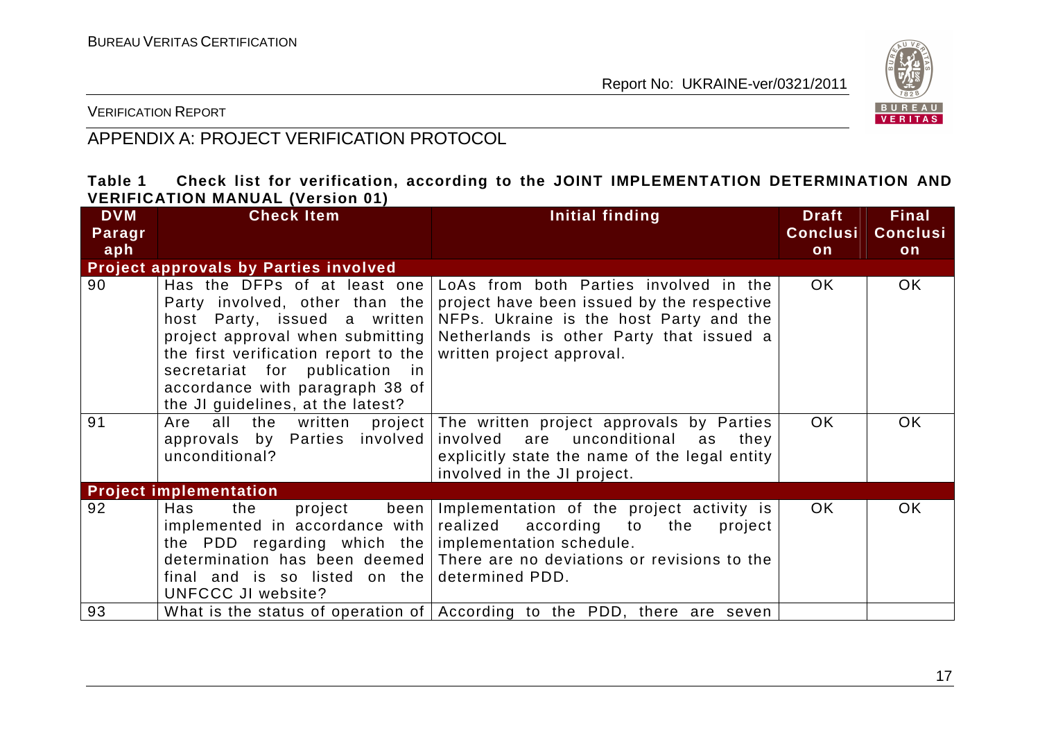## APPENDIX A: PROJECT VERIFICATION PROTOCOL

**Table 1 Check list for verification, according to the JOINT IMPLEMENTATION DETERMINATION AND VERIFICATION MANUAL (Version 01)**

| DVM Paragraph | Check Item | Initial finding | Draft Conclusion | Final Conclusion |
|---|---|---|---|---|
| **Project approvals by Parties involved** | | | | |
| 90 | Has the DFPs of at least one Party involved, other than the host Party, issued a written project approval when submitting the first verification report to the secretariat for publication in accordance with paragraph 38 of the JI guidelines, at the latest? | LoAs from both Parties involved in the project have been issued by the respective NFPs. Ukraine is the host Party and the Netherlands is other Party that issued a written project approval. | OK | OK |
| 91 | Are all the written project approvals by Parties involved unconditional? | The written project approvals by Parties involved are unconditional as they explicitly state the name of the legal entity involved in the JI project. | OK | OK |
| **Project implementation** | | | | |
| 92 | Has the project been implemented in accordance with the PDD regarding which the determination has been deemed final and is so listed on the UNFCCC JI website? | Implementation of the project activity is realized according to the project implementation schedule. There are no deviations or revisions to the determined PDD. | OK | OK |
| 93 | What is the status of operation of | According to the PDD, there are seven | | |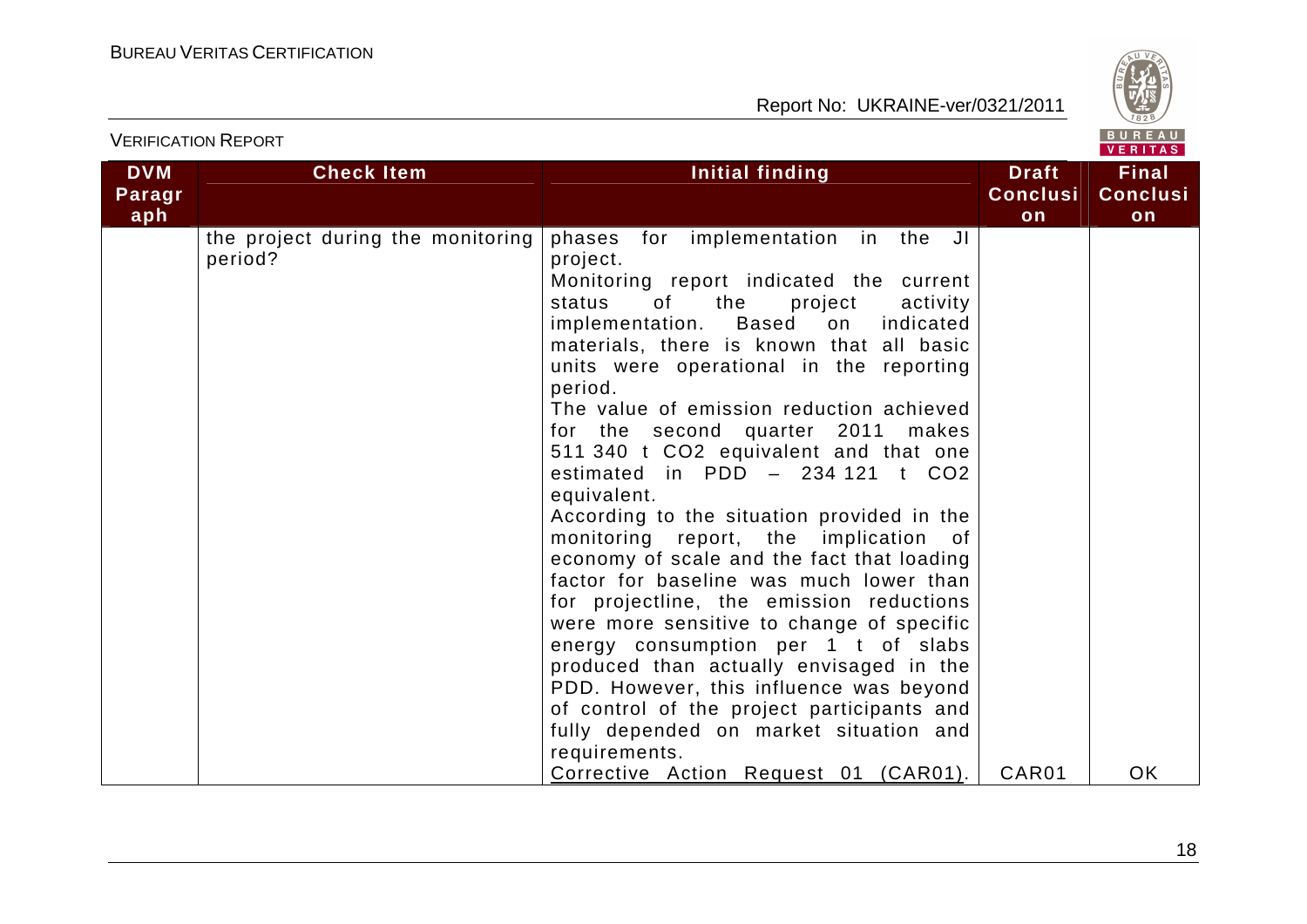| DVM Paragraph | Check Item | Initial finding | Draft Conclusion | Final Conclusion |
|---|---|---|---|---|
| | the project during the monitoring period? | phases for implementation in the JI project.<br>Monitoring report indicated the current status of the project activity implementation. Based on indicated materials, there is known that all basic units were operational in the reporting period.<br>The value of emission reduction achieved for the second quarter 2011 makes 511 340 t $CO_2$ equivalent and that one estimated in PDD – 234 121 t $CO_2$ equivalent.<br>According to the situation provided in the monitoring report, the implication of economy of scale and the fact that loading factor for baseline was much lower than for projectline, the emission reductions were more sensitive to change of specific energy consumption per 1 t of slabs produced than actually envisaged in the PDD. However, this influence was beyond of control of the project participants and fully depended on market situation and requirements.<br>Corrective Action Request 01 (CAR01). | CAR01 | OK |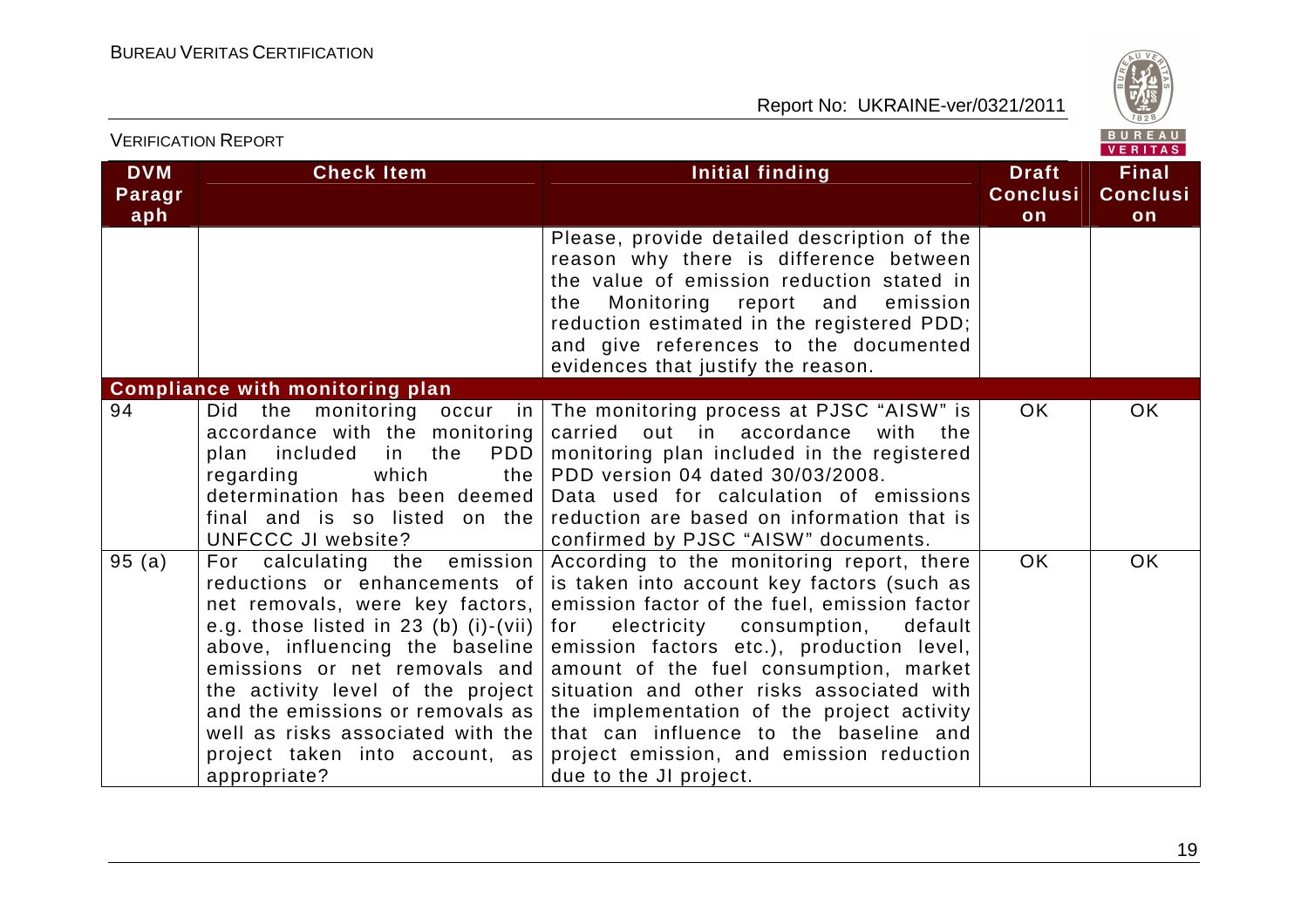| DVM Paragraph | Check Item | Initial finding | Draft Conclusion | Final Conclusion |
|---|---|---|---|---|
| | | Please, provide detailed description of the reason why there is difference between the value of emission reduction stated in the Monitoring report and emission reduction estimated in the registered PDD; and give references to the documented evidences that justify the reason. | | |
| **Compliance with monitoring plan** | | | | |
| 94 | Did the monitoring occur in accordance with the monitoring plan included in the PDD regarding which the determination has been deemed final and is so listed on the UNFCCC JI website? | The monitoring process at PJSC "AISW" is carried out in accordance with the monitoring plan included in the registered PDD version 04 dated 30/03/2008. Data used for calculation of emissions reduction are based on information that is confirmed by PJSC "AISW" documents. | OK | OK |
| 95 (a) | For calculating the emission reductions or enhancements of net removals, were key factors, e.g. those listed in 23 (b) (i)-(vii) above, influencing the baseline emissions or net removals and the activity level of the project and the emissions or removals as well as risks associated with the project taken into account, as appropriate? | According to the monitoring report, there is taken into account key factors (such as emission factor of the fuel, emission factor for electricity consumption, default emission factors etc.), production level, amount of the fuel consumption, market situation and other risks associated with the implementation of the project activity that can influence to the baseline and project emission, and emission reduction due to the JI project. | OK | OK |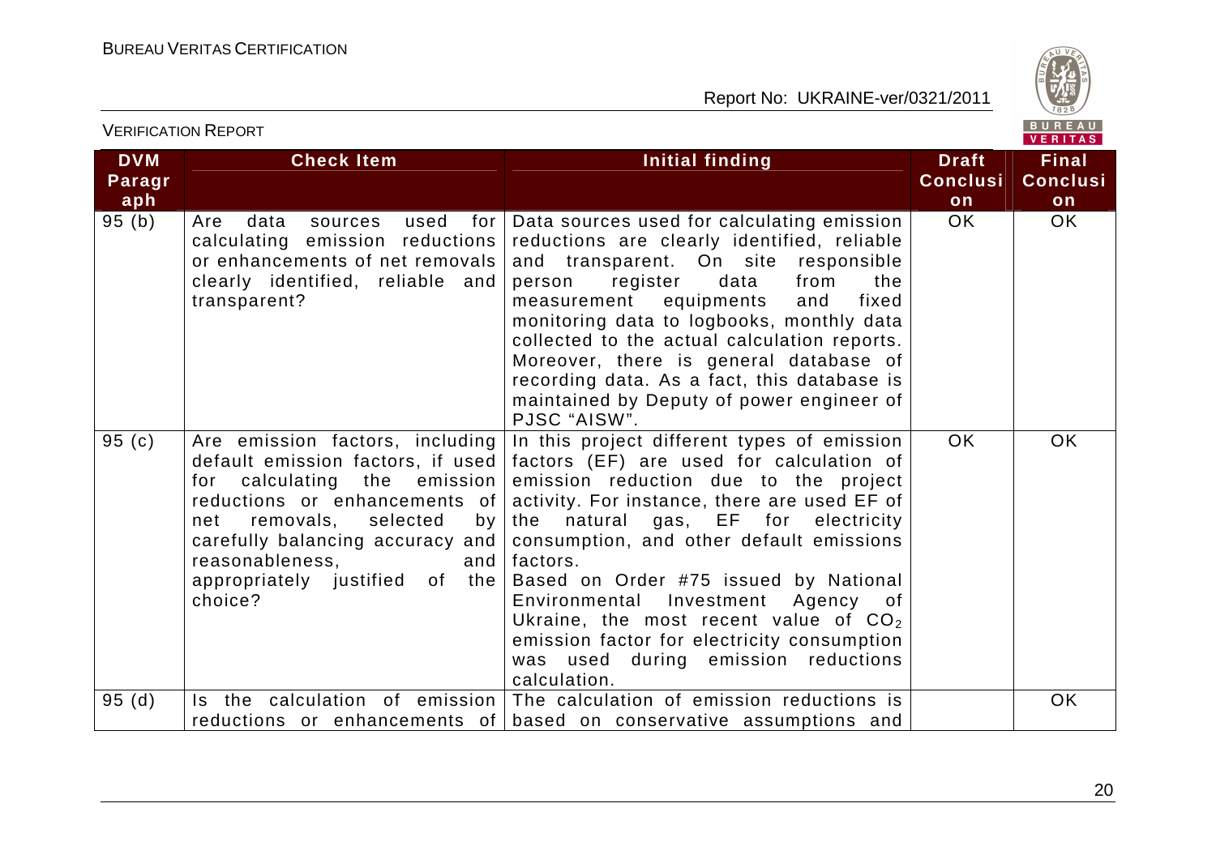| DVM Paragraph | Check Item | Initial finding | Draft Conclusion | Final Conclusion |
|---|---|---|---|---|
| 95 (b) | Are data sources used for calculating emission reductions or enhancements of net removals clearly identified, reliable and transparent? | Data sources used for calculating emission reductions are clearly identified, reliable and transparent. On site responsible person register data from the measurement equipments and fixed monitoring data to logbooks, monthly data collected to the actual calculation reports. Moreover, there is general database of recording data. As a fact, this database is maintained by Deputy of power engineer of PJSC "AISW". | OK | OK |
| 95 (c) | Are emission factors, including default emission factors, if used for calculating the emission reductions or enhancements of net removals, selected by carefully balancing accuracy and reasonableness, and appropriately justified of the choice? | In this project different types of emission factors (EF) are used for calculation of emission reduction due to the project activity. For instance, there are used EF of the natural gas, EF for electricity consumption, and other default emissions factors.<br>Based on Order #75 issued by National Environmental Investment Agency of Ukraine, the most recent value of $CO_2$ emission factor for electricity consumption was used during emission reductions calculation. | OK | OK |
| 95 (d) | Is the calculation of emission reductions or enhancements of | The calculation of emission reductions is based on conservative assumptions and | | OK |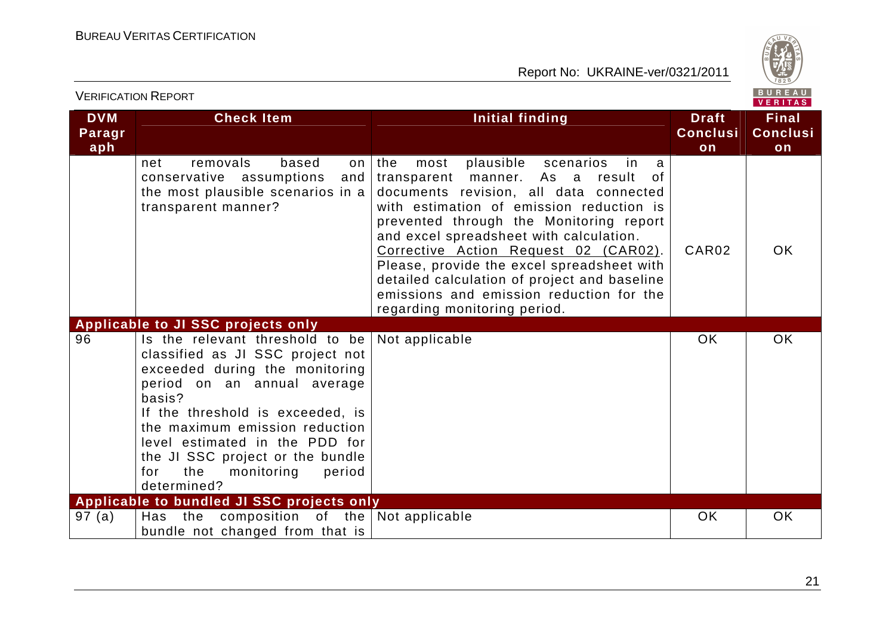| DVM Paragraph | Check Item | Initial finding | Draft Conclusion | Final Conclusion |
|---|---|---|---|---|
| | net removals based on conservative assumptions and the most plausible scenarios in a transparent manner? | the most plausible scenarios in a transparent manner. As a result of documents revision, all data connected with estimation of emission reduction is prevented through the Monitoring report and excel spreadsheet with calculation.<br>Corrective Action Request 02 (CAR02).<br>Please, provide the excel spreadsheet with detailed calculation of project and baseline emissions and emission reduction for the regarding monitoring period. | CAR02 | OK |
| **Applicable to JI SSC projects only** | | | | |
| 96 | Is the relevant threshold to be classified as JI SSC project not exceeded during the monitoring period on an annual average basis?<br>If the threshold is exceeded, is the maximum emission reduction level estimated in the PDD for the JI SSC project or the bundle for the monitoring period determined? | Not applicable | OK | OK |
| **Applicable to bundled JI SSC projects only** | | | | |
| 97 (a) | Has the composition of the bundle not changed from that is | Not applicable | OK | OK |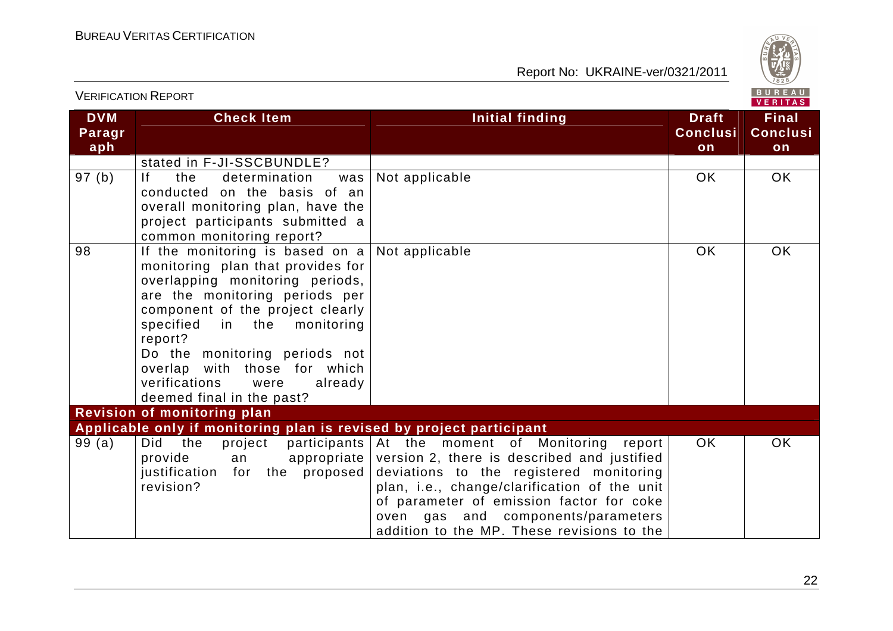| DVM Paragraph | Check Item | Initial finding | Draft Conclusion | Final Conclusion |
|---|---|---|---|---|
| | stated in F-JI-SSCBUNDLE? | | | |
| 97 (b) | If the determination was conducted on the basis of an overall monitoring plan, have the project participants submitted a common monitoring report? | Not applicable | OK | OK |
| 98 | If the monitoring is based on a monitoring plan that provides for overlapping monitoring periods, are the monitoring periods per component of the project clearly specified in the monitoring report? Do the monitoring periods not overlap with those for which verifications were already deemed final in the past? | Not applicable | OK | OK |
| **Revision of monitoring plan** | | | | |
| **Applicable only if monitoring plan is revised by project participant** | | | | |
| 99 (a) | Did the project participants provide an appropriate justification for the proposed revision? | At the moment of Monitoring report version 2, there is described and justified deviations to the registered monitoring plan, i.e., change/clarification of the unit of parameter of emission factor for coke oven gas and components/parameters addition to the MP. These revisions to the | OK | OK |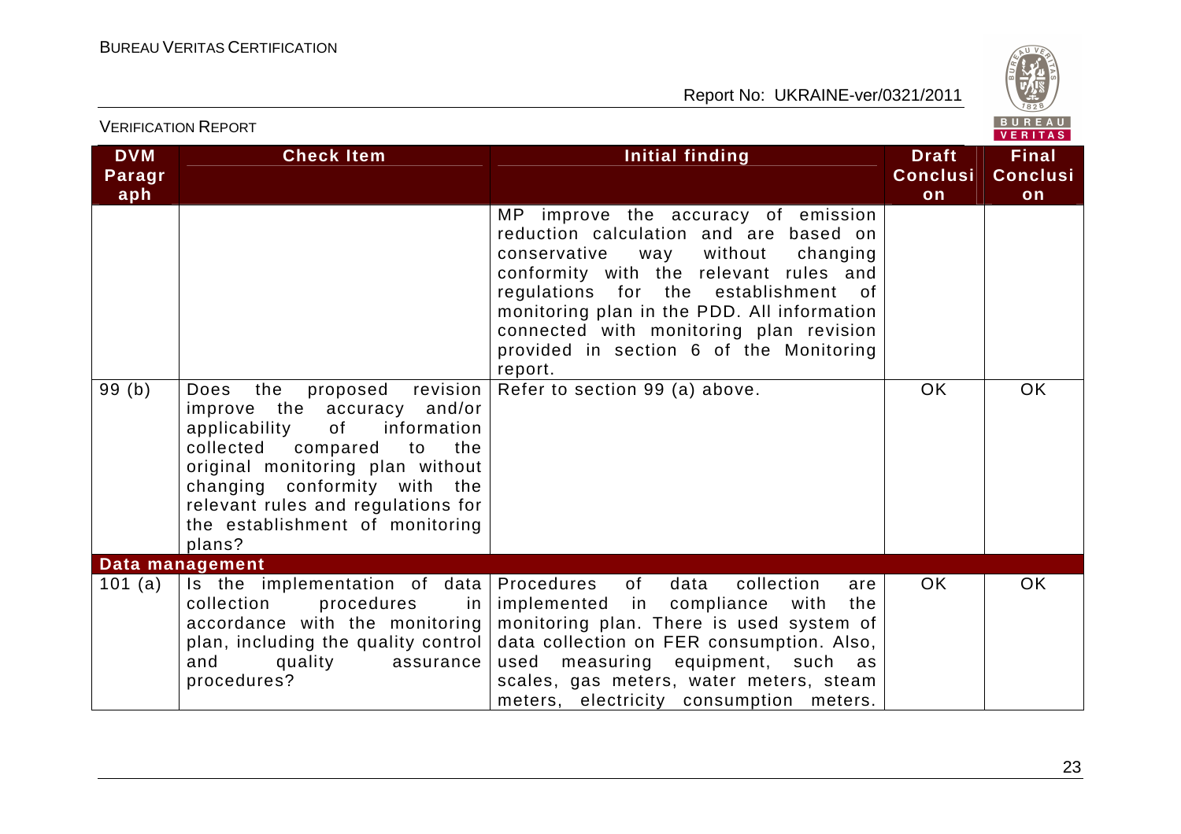| DVM Paragraph | Check Item | Initial finding | Draft Conclusion | Final Conclusion |
|---|---|---|---|---|
| | | MP improve the accuracy of emission reduction calculation and are based on conservative way without changing conformity with the relevant rules and regulations for the establishment of monitoring plan in the PDD. All information connected with monitoring plan revision provided in section 6 of the Monitoring report. | | |
| 99 (b) | Does the proposed revision improve the accuracy and/or applicability of information collected compared to the original monitoring plan without changing conformity with the relevant rules and regulations for the establishment of monitoring plans? | Refer to section 99 (a) above. | OK | OK |
| **Data management** | | | | |
| 101 (a) | Is the implementation of data collection procedures in accordance with the monitoring plan, including the quality control and quality assurance procedures? | Procedures of data collection are implemented in compliance with the monitoring plan. There is used system of data collection on FER consumption. Also, used measuring equipment, such as scales, gas meters, water meters, steam meters, electricity consumption meters. | OK | OK |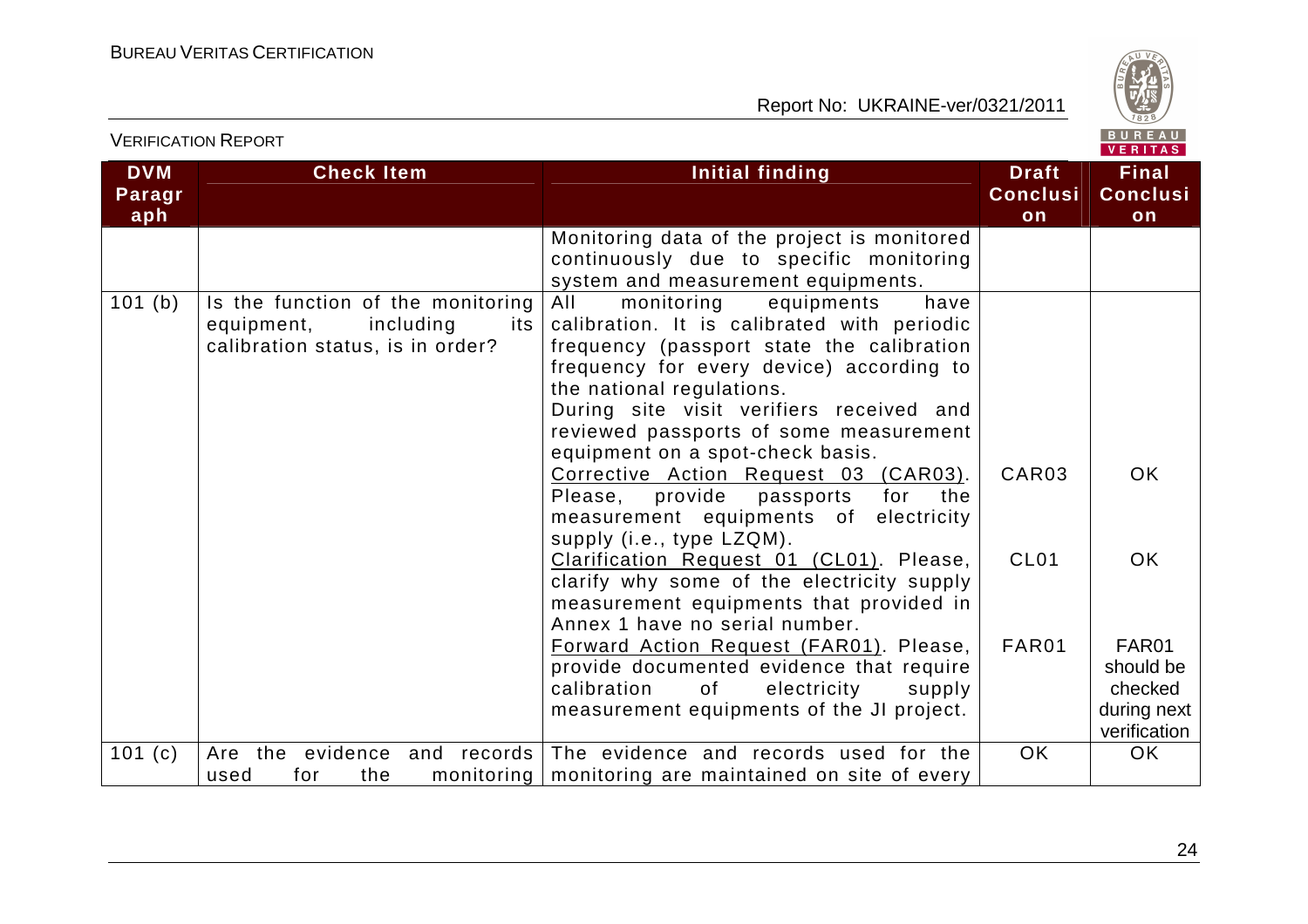| DVM Paragraph | Check Item | Initial finding | Draft Conclusion | Final Conclusion |
|---|---|---|---|---|
| | | Monitoring data of the project is monitored continuously due to specific monitoring system and measurement equipments. | | |
| 101 (b) | Is the function of the monitoring equipment, including its calibration status, is in order? | All monitoring equipments have calibration. It is calibrated with periodic frequency (passport state the calibration frequency for every device) according to the national regulations.<br>During site visit verifiers received and reviewed passports of some measurement equipment on a spot-check basis. | | |
| | | Corrective Action Request 03 (CAR03). Please, provide passports for the measurement equipments of electricity supply (i.e., type LZQM). | CAR03 | OK |
| | | Clarification Request 01 (CL01). Please, clarify why some of the electricity supply measurement equipments that provided in Annex 1 have no serial number. | CL01 | OK |
| | | Forward Action Request (FAR01). Please, provide documented evidence that require calibration of electricity supply measurement equipments of the JI project. | FAR01 | FAR01 should be checked during next verification |
| 101 (c) | Are the evidence and records used for the monitoring | The evidence and records used for the monitoring are maintained on site of every | OK | OK |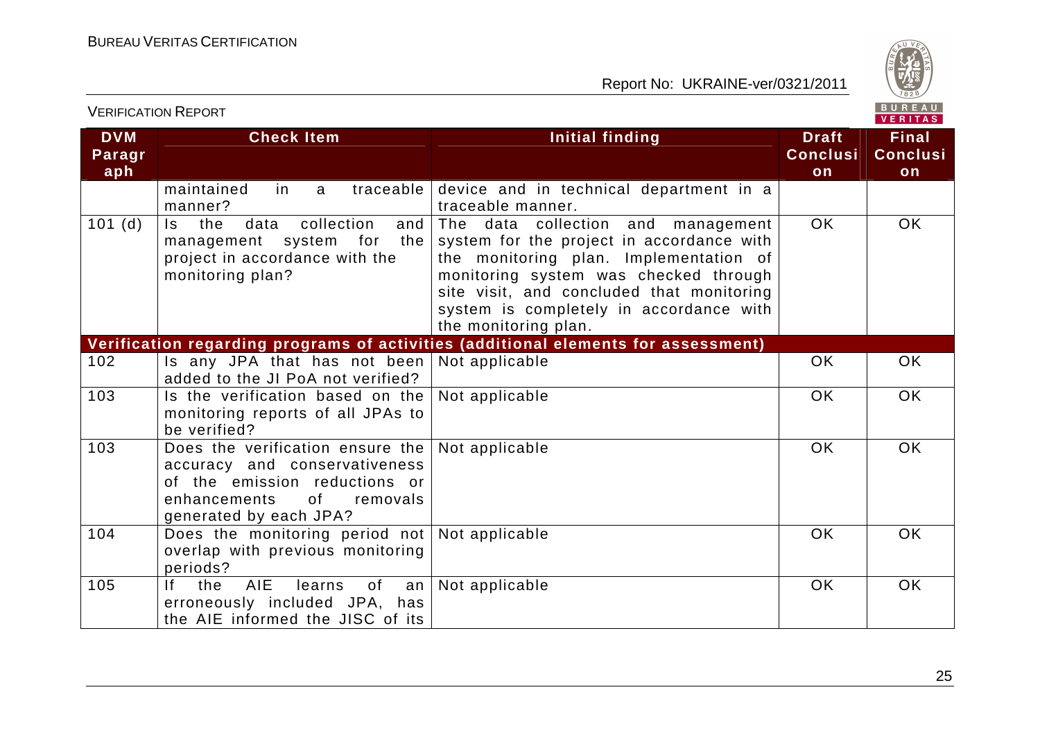| DVM Paragraph | Check Item | Initial finding | Draft Conclusion | Final Conclusion |
|---|---|---|---|---|
| | maintained in a traceable manner? | device and in technical department in a traceable manner. | | |
| 101 (d) | Is the data collection and management system for the project in accordance with the monitoring plan? | The data collection and management system for the project in accordance with the monitoring plan. Implementation of monitoring system was checked through site visit, and concluded that monitoring system is completely in accordance with the monitoring plan. | OK | OK |
| **Verification regarding programs of activities (additional elements for assessment)** | | | | |
| 102 | Is any JPA that has not been added to the JI PoA not verified? | Not applicable | OK | OK |
| 103 | Is the verification based on the monitoring reports of all JPAs to be verified? | Not applicable | OK | OK |
| 103 | Does the verification ensure the accuracy and conservativeness of the emission reductions or enhancements of removals generated by each JPA? | Not applicable | OK | OK |
| 104 | Does the monitoring period not overlap with previous monitoring periods? | Not applicable | OK | OK |
| 105 | If the AIE learns of an erroneously included JPA, has the AIE informed the JISC of its | Not applicable | OK | OK |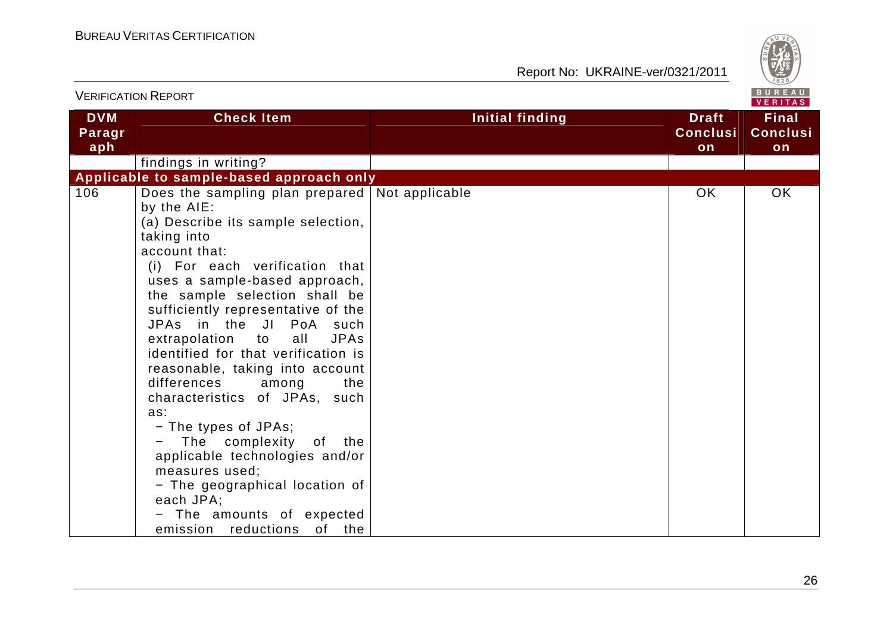| DVM Paragraph | Check Item | Initial finding | Draft Conclusion | Final Conclusion |
|---|---|---|---|---|
| | findings in writing? | | | |
| **Applicable to sample-based approach only** | | | | |
| 106 | Does the sampling plan prepared by the AIE:<br>(a) Describe its sample selection, taking into account that:<br>(i) For each verification that uses a sample-based approach, the sample selection shall be sufficiently representative of the JPAs in the JI PoA such extrapolation to all JPAs identified for that verification is reasonable, taking into account differences among the characteristics of JPAs, such as:<br>− The types of JPAs;<br>− The complexity of the applicable technologies and/or measures used;<br>− The geographical location of each JPA;<br>− The amounts of expected emission reductions of the | Not applicable | OK | OK |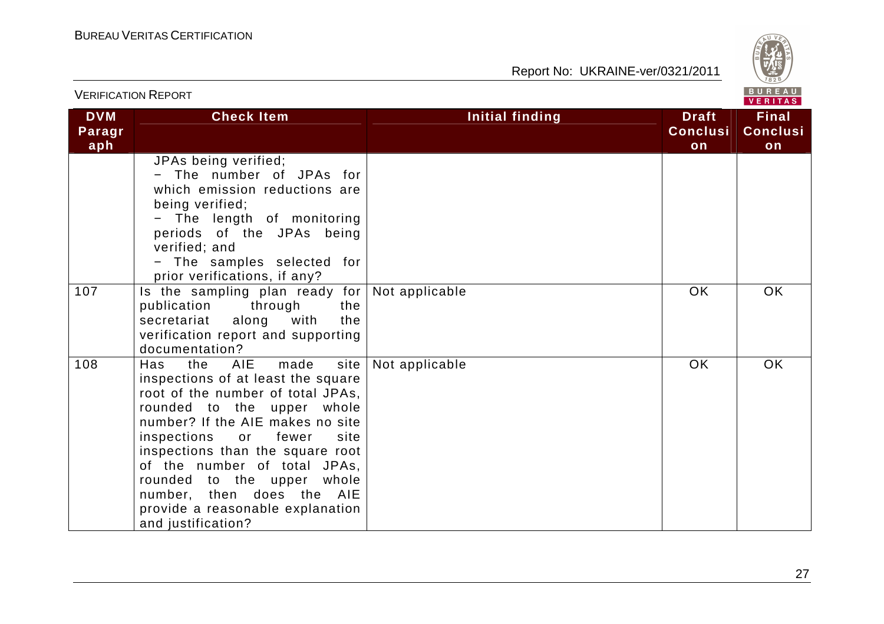| DVM Paragraph | Check Item | Initial finding | Draft Conclusion | Final Conclusion |
|---|---|---|---|---|
| | JPAs being verified;<br>− The number of JPAs for which emission reductions are being verified;<br>− The length of monitoring periods of the JPAs being verified; and<br>− The samples selected for prior verifications, if any? | | | |
| 107 | Is the sampling plan ready for publication through the secretariat along with the verification report and supporting documentation? | Not applicable | OK | OK |
| 108 | Has the AIE made site inspections of at least the square root of the number of total JPAs, rounded to the upper whole number? If the AIE makes no site inspections or fewer site inspections than the square root of the number of total JPAs, rounded to the upper whole number, then does the AIE provide a reasonable explanation and justification? | Not applicable | OK | OK |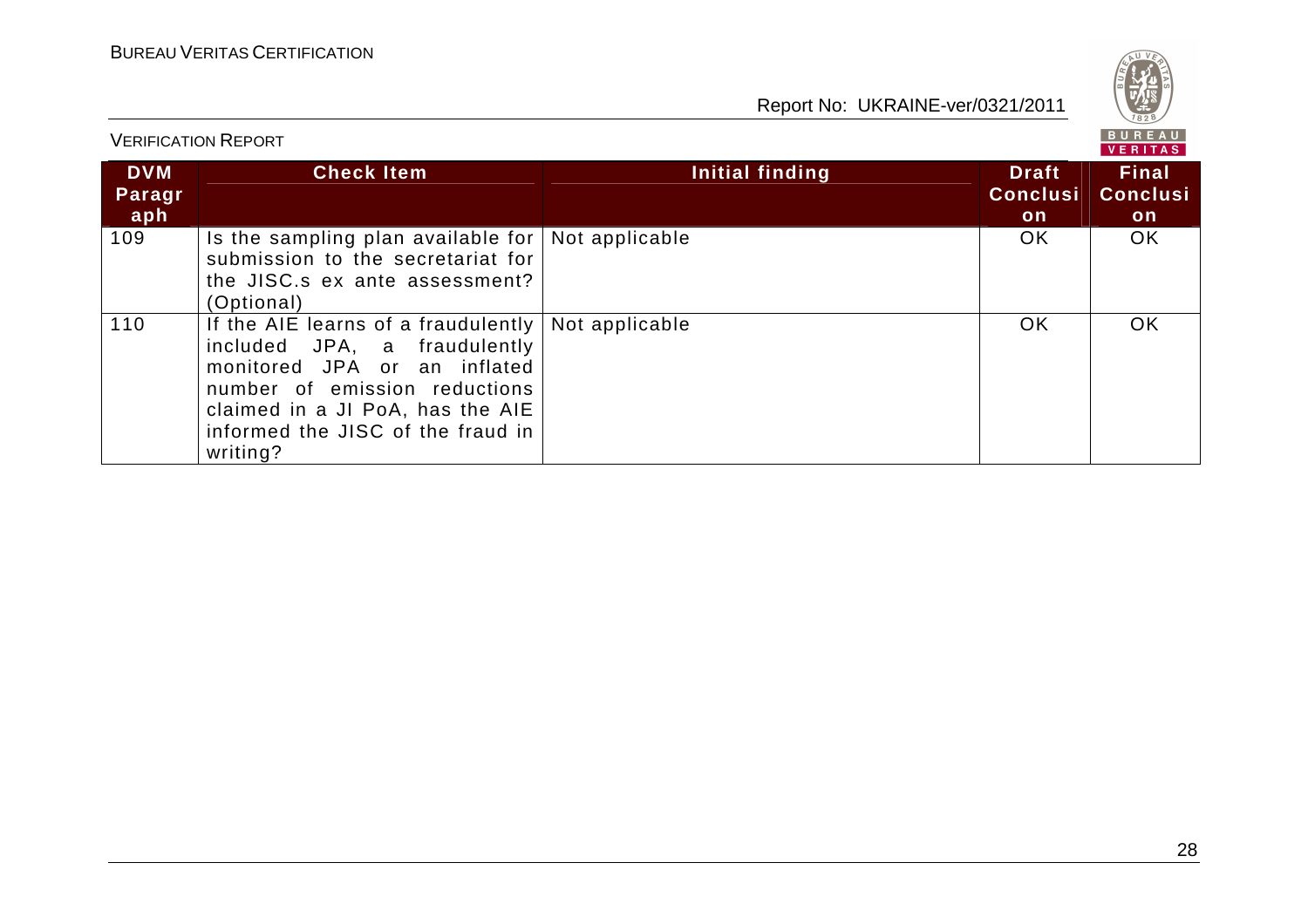| DVM Paragraph | Check Item | Initial finding | Draft Conclusion | Final Conclusion |
|---|---|---|---|---|
| 109 | Is the sampling plan available for submission to the secretariat for the JISC.s ex ante assessment? (Optional) | Not applicable | OK | OK |
| 110 | If the AIE learns of a fraudulently included JPA, a fraudulently monitored JPA or an inflated number of emission reductions claimed in a JI PoA, has the AIE informed the JISC of the fraud in writing? | Not applicable | OK | OK |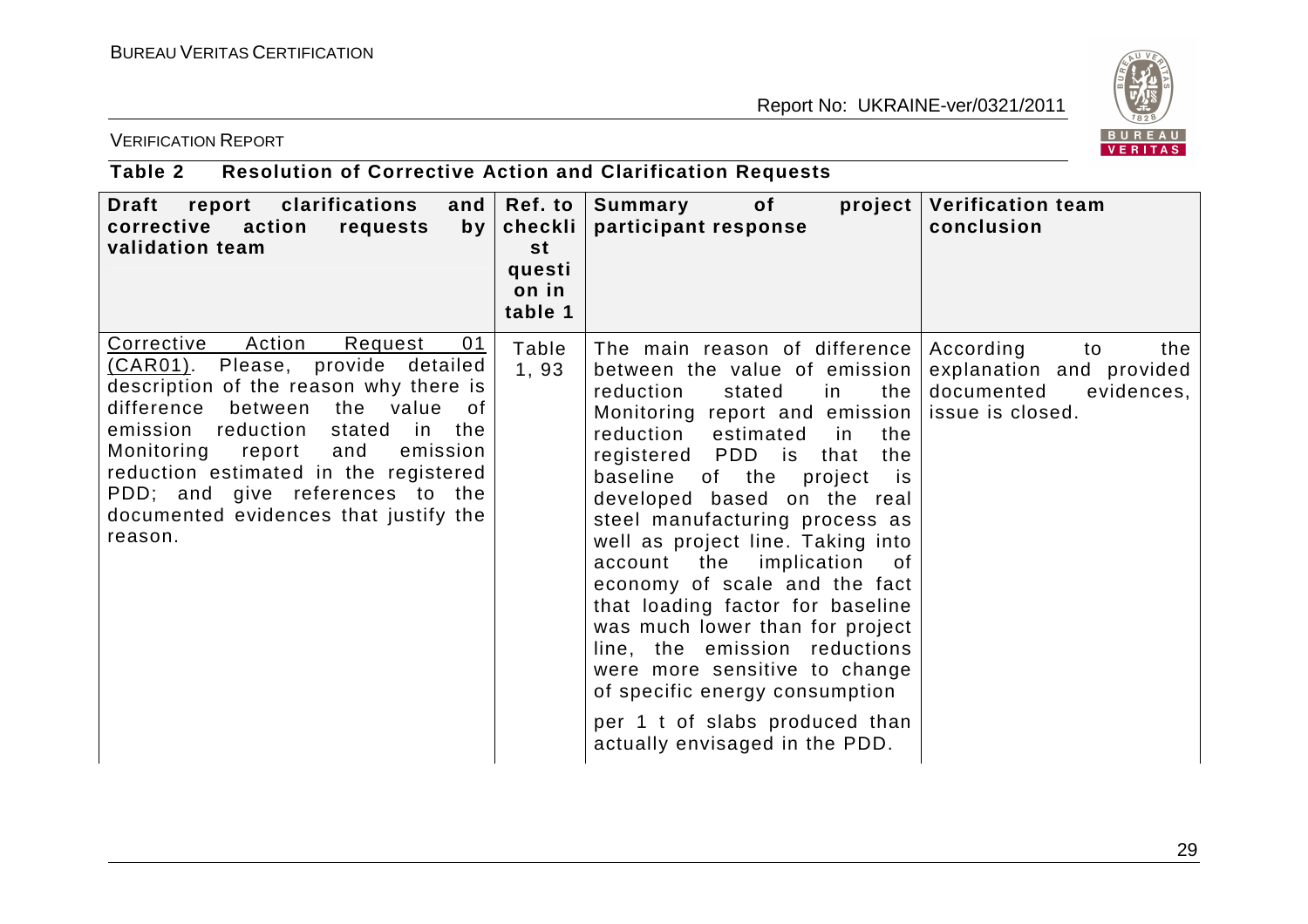**Table 2 Resolution of Corrective Action and Clarification Requests**

| Draft report clarifications and corrective action requests by validation team | Ref. to checklist question in table 1 | Summary of project participant response | Verification team conclusion |
|---|---|---|---|
| Corrective Action Request 01 (CAR01). Please, provide detailed description of the reason why there is difference between the value of emission reduction stated in the Monitoring report and emission reduction estimated in the registered PDD; and give references to the documented evidences that justify the reason. | Table 1, 93 | The main reason of difference between the value of emission reduction stated in the Monitoring report and emission reduction estimated in the registered PDD is that the baseline of the project is developed based on the real steel manufacturing process as well as project line. Taking into account the implication of economy of scale and the fact that loading factor for baseline was much lower than for project line, the emission reductions were more sensitive to change of specific energy consumption per 1 t of slabs produced than actually envisaged in the PDD. | According to the explanation and provided documented evidences, issue is closed. |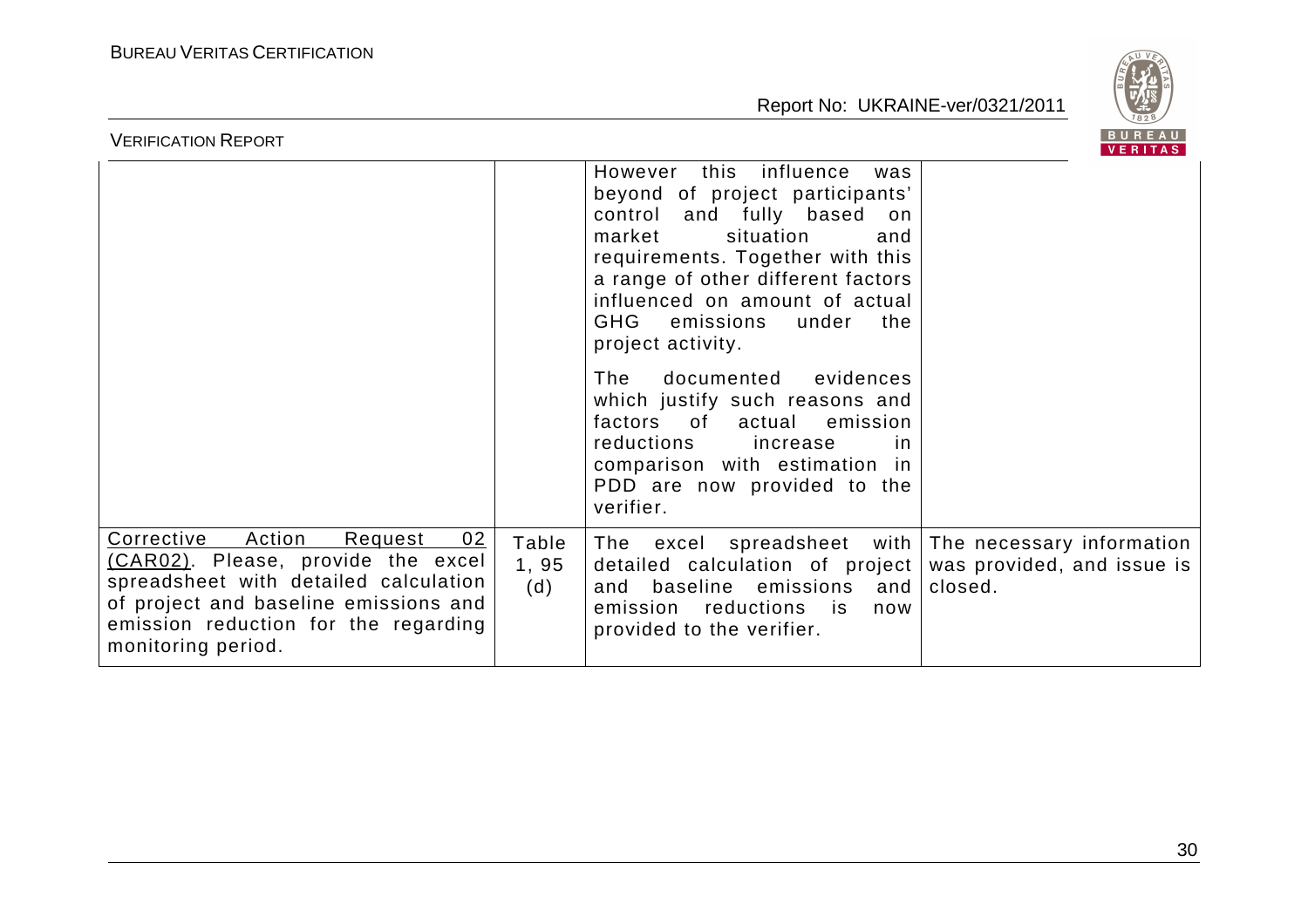| | | | |
|---|---|---|---|
| | | However this influence was beyond of project participants' control and fully based on market situation and requirements. Together with this a range of other different factors influenced on amount of actual GHG emissions under the project activity.<br><br>The documented evidences which justify such reasons and factors of actual emission reductions increase in comparison with estimation in PDD are now provided to the verifier. | |
| Corrective Action Request 02 (CAR02). Please, provide the excel spreadsheet with detailed calculation of project and baseline emissions and emission reduction for the regarding monitoring period. | Table 1, 95 (d) | The excel spreadsheet with detailed calculation of project and baseline emissions and emission reductions is now provided to the verifier. | The necessary information was provided, and issue is closed. |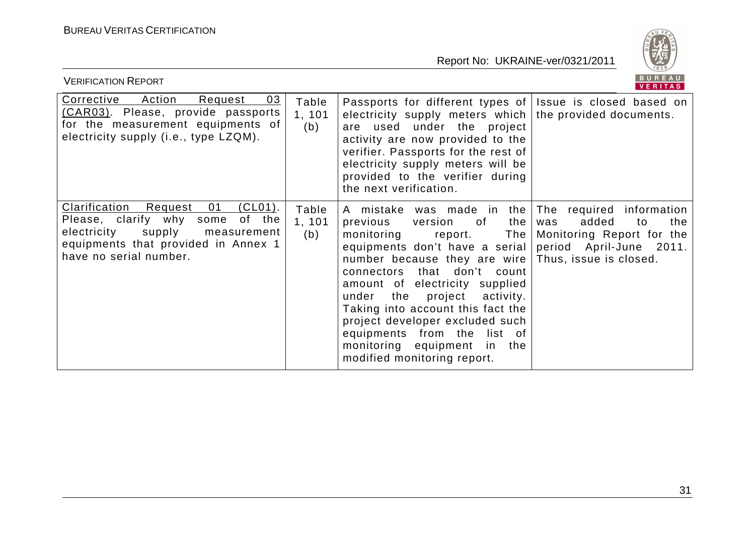| Corrective Action Request 03 (CAR03). Please, provide passports for the measurement equipments of electricity supply (i.e., type LZQM). | Table 1, 101 (b) | Passports for different types of electricity supply meters which are used under the project activity are now provided to the verifier. Passports for the rest of electricity supply meters will be provided to the verifier during the next verification. | Issue is closed based on the provided documents. |
|---|---|---|---|
| Clarification Request 01 (CL01). Please, clarify why some of the electricity supply measurement equipments that provided in Annex 1 have no serial number. | Table 1, 101 (b) | A mistake was made in the previous version of the monitoring report. The equipments don't have a serial number because they are wire connectors that don't count amount of electricity supplied under the project activity. Taking into account this fact the project developer excluded such equipments from the list of monitoring equipment in the modified monitoring report. | The required information was added to the Monitoring Report for the period April-June 2011. Thus, issue is closed. |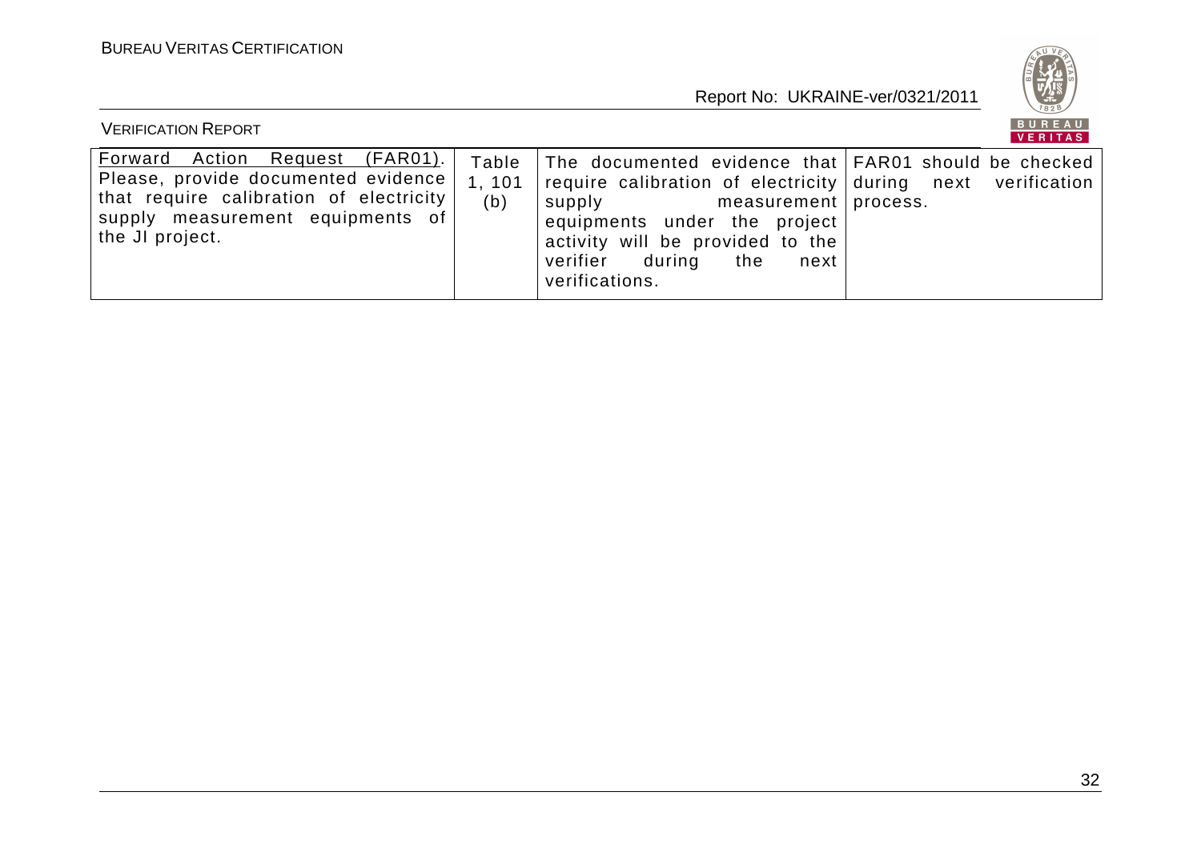| Forward Action Request (FAR01). Please, provide documented evidence that require calibration of electricity supply measurement equipments of the JI project. | Table 1, 101 (b) | The documented evidence that require calibration of electricity supply measurement equipments under the project activity will be provided to the verifier during the next verifications. | FAR01 should be checked during next verification process. |
|---|---|---|---|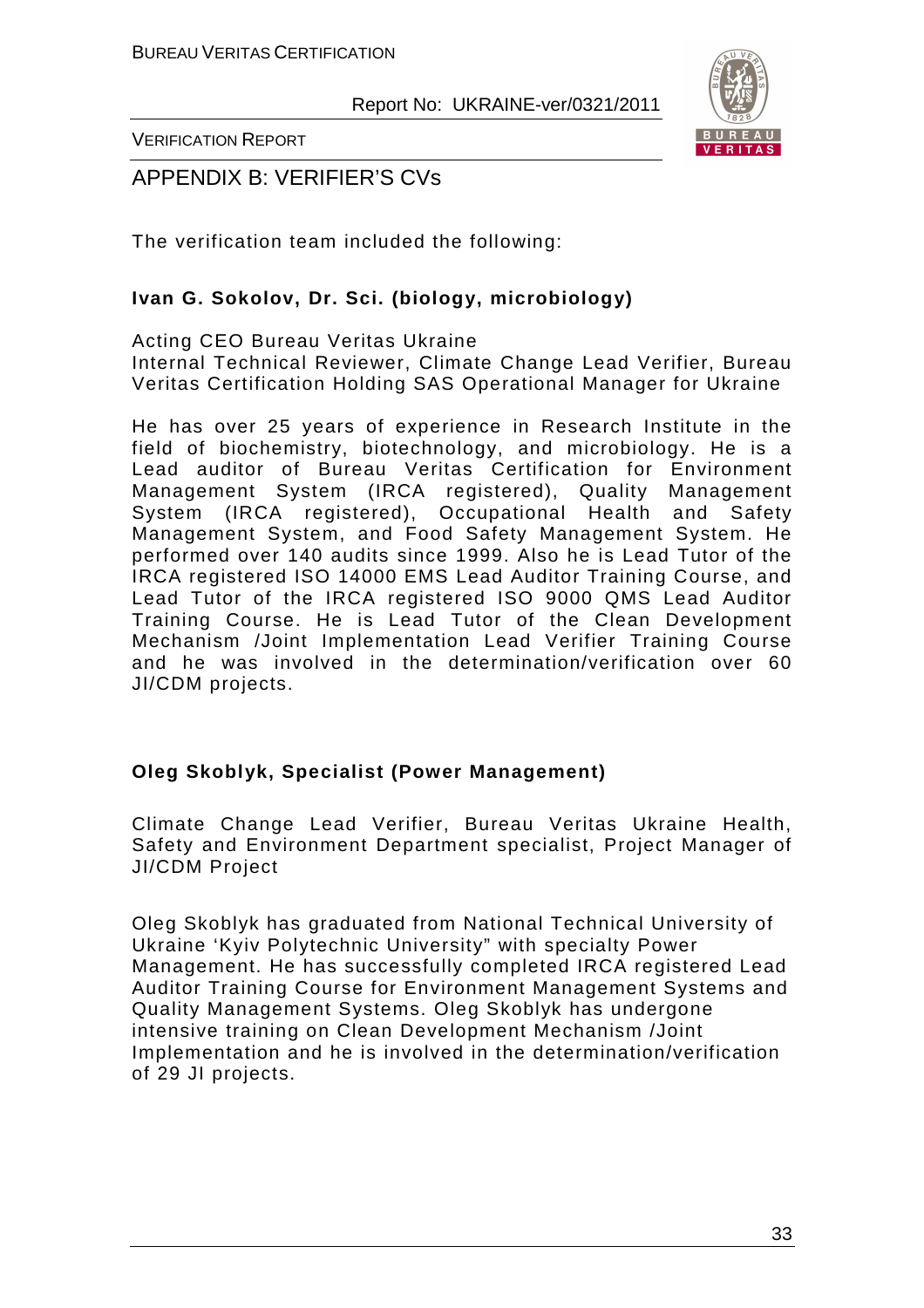## APPENDIX B: VERIFIER'S CVs

The verification team included the following:

**Ivan G. Sokolov, Dr. Sci. (biology, microbiology)**

Acting CEO Bureau Veritas Ukraine
Internal Technical Reviewer, Climate Change Lead Verifier, Bureau Veritas Certification Holding SAS Operational Manager for Ukraine

He has over 25 years of experience in Research Institute in the field of biochemistry, biotechnology, and microbiology. He is a Lead auditor of Bureau Veritas Certification for Environment Management System (IRCA registered), Quality Management System (IRCA registered), Occupational Health and Safety Management System, and Food Safety Management System. He performed over 140 audits since 1999. Also he is Lead Tutor of the IRCA registered ISO 14000 EMS Lead Auditor Training Course, and Lead Tutor of the IRCA registered ISO 9000 QMS Lead Auditor Training Course. He is Lead Tutor of the Clean Development Mechanism /Joint Implementation Lead Verifier Training Course and he was involved in the determination/verification over 60 JI/CDM projects.

**Oleg Skoblyk, Specialist (Power Management)**

Climate Change Lead Verifier, Bureau Veritas Ukraine Health, Safety and Environment Department specialist, Project Manager of JI/CDM Project

Oleg Skoblyk has graduated from National Technical University of Ukraine 'Kyiv Polytechnic University" with specialty Power Management. He has successfully completed IRCA registered Lead Auditor Training Course for Environment Management Systems and Quality Management Systems. Oleg Skoblyk has undergone intensive training on Clean Development Mechanism /Joint Implementation and he is involved in the determination/verification of 29 JI projects.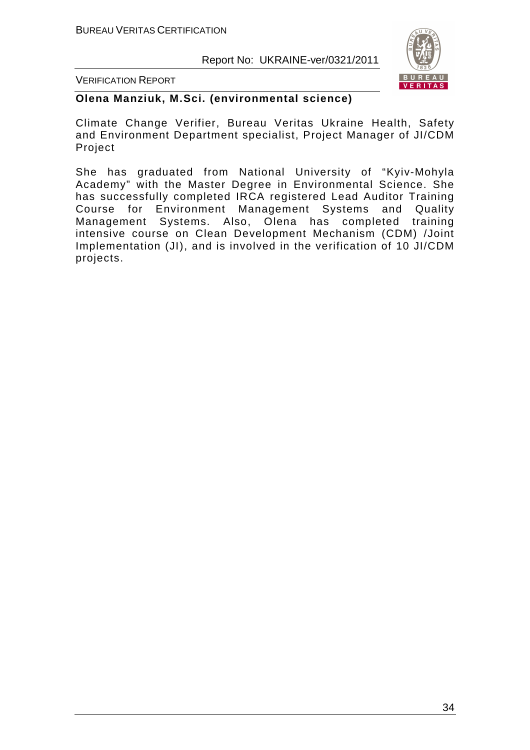**Olena Manziuk, M.Sci. (environmental science)**

Climate Change Verifier, Bureau Veritas Ukraine Health, Safety and Environment Department specialist, Project Manager of JI/CDM Project

She has graduated from National University of "Kyiv-Mohyla Academy" with the Master Degree in Environmental Science. She has successfully completed IRCA registered Lead Auditor Training Course for Environment Management Systems and Quality Management Systems. Also, Olena has completed training intensive course on Clean Development Mechanism (CDM) /Joint Implementation (JI), and is involved in the verification of 10 JI/CDM projects.